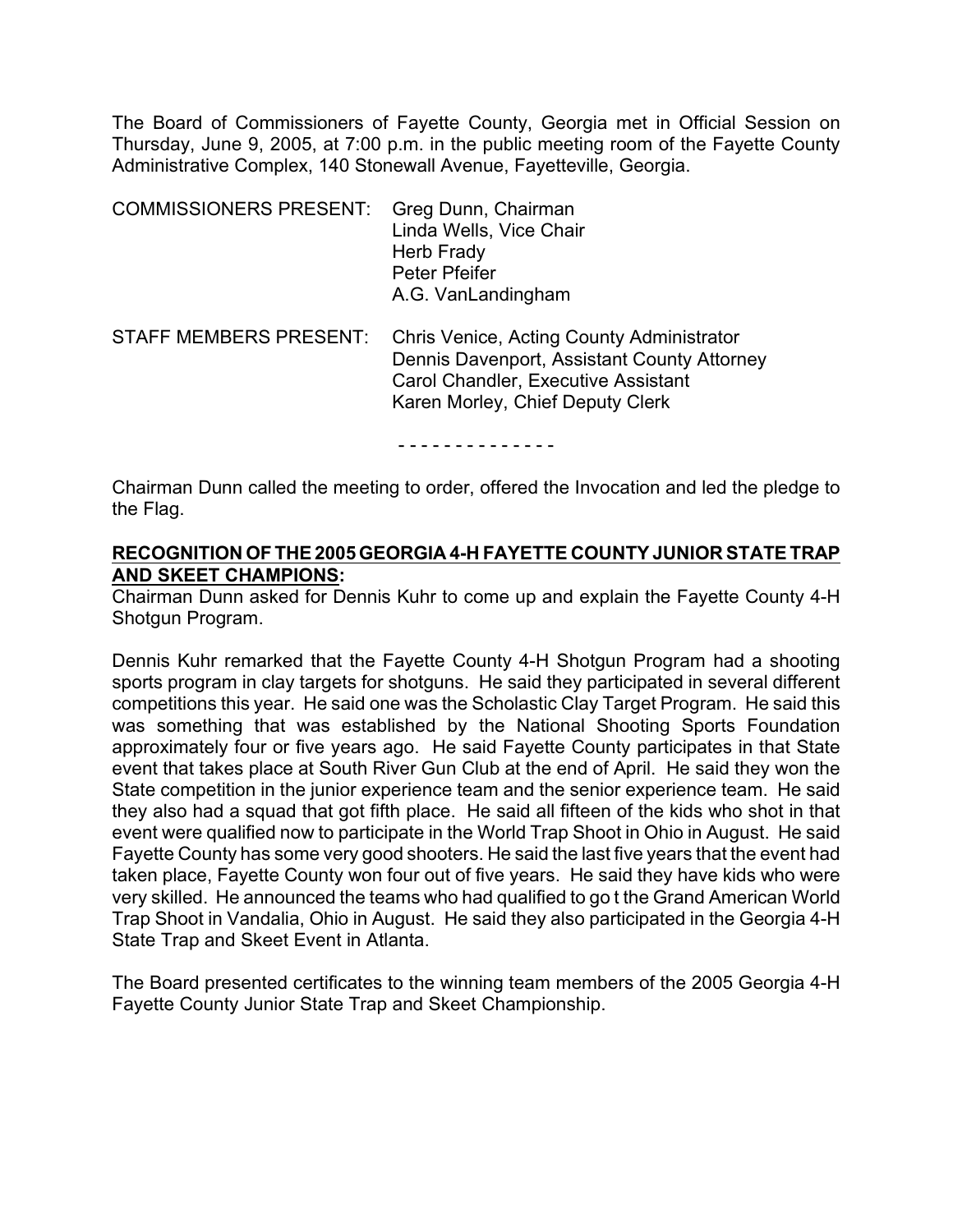The Board of Commissioners of Fayette County, Georgia met in Official Session on Thursday, June 9, 2005, at 7:00 p.m. in the public meeting room of the Fayette County Administrative Complex, 140 Stonewall Avenue, Fayetteville, Georgia.

| | |
|---|---|
| COMMISSIONERS PRESENT: | Greg Dunn, Chairman<br>Linda Wells, Vice Chair<br>Herb Frady<br>Peter Pfeifer<br>A.G. VanLandingham |
| STAFF MEMBERS PRESENT: | Chris Venice, Acting County Administrator<br>Dennis Davenport, Assistant County Attorney<br>Carol Chandler, Executive Assistant<br>Karen Morley, Chief Deputy Clerk |

\- - - - - - - - - - - - - -

Chairman Dunn called the meeting to order, offered the Invocation and led the pledge to the Flag.

**RECOGNITION OF THE 2005 GEORGIA 4-H FAYETTE COUNTY JUNIOR STATE TRAP AND SKEET CHAMPIONS:**

Chairman Dunn asked for Dennis Kuhr to come up and explain the Fayette County 4-H Shotgun Program.

Dennis Kuhr remarked that the Fayette County 4-H Shotgun Program had a shooting sports program in clay targets for shotguns. He said they participated in several different competitions this year. He said one was the Scholastic Clay Target Program. He said this was something that was established by the National Shooting Sports Foundation approximately four or five years ago. He said Fayette County participates in that State event that takes place at South River Gun Club at the end of April. He said they won the State competition in the junior experience team and the senior experience team. He said they also had a squad that got fifth place. He said all fifteen of the kids who shot in that event were qualified now to participate in the World Trap Shoot in Ohio in August. He said Fayette County has some very good shooters. He said the last five years that the event had taken place, Fayette County won four out of five years. He said they have kids who were very skilled. He announced the teams who had qualified to go t the Grand American World Trap Shoot in Vandalia, Ohio in August. He said they also participated in the Georgia 4-H State Trap and Skeet Event in Atlanta.

The Board presented certificates to the winning team members of the 2005 Georgia 4-H Fayette County Junior State Trap and Skeet Championship.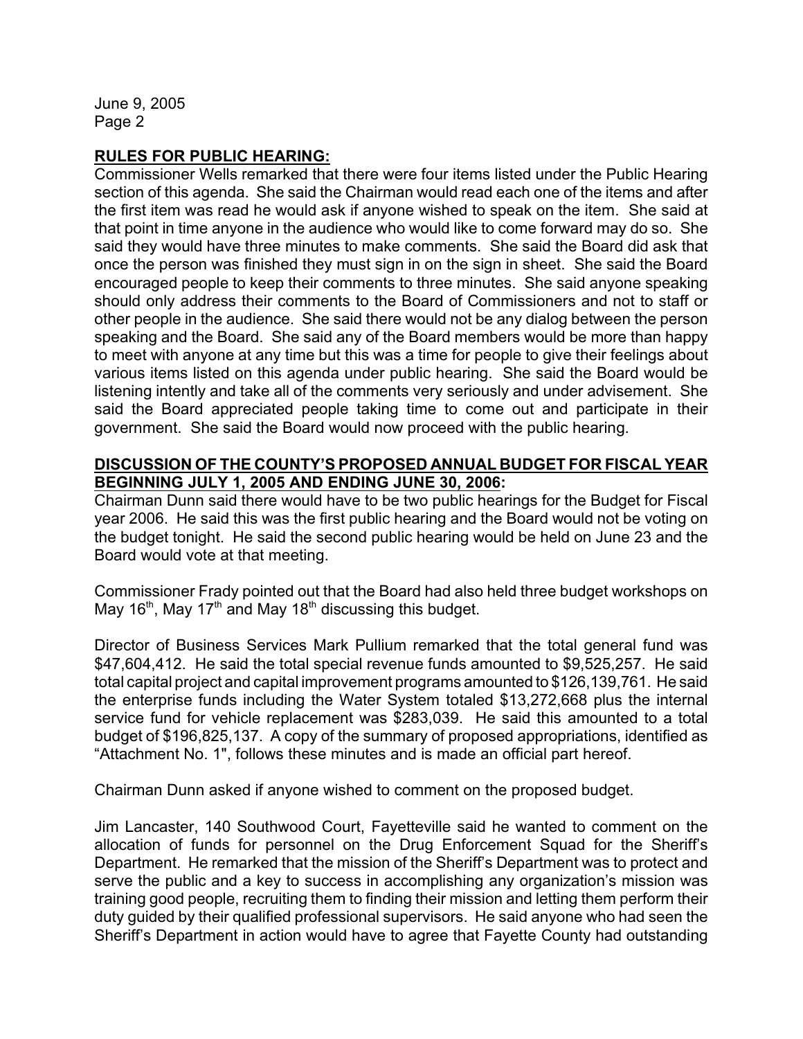**RULES FOR PUBLIC HEARING:**

Commissioner Wells remarked that there were four items listed under the Public Hearing section of this agenda. She said the Chairman would read each one of the items and after the first item was read he would ask if anyone wished to speak on the item. She said at that point in time anyone in the audience who would like to come forward may do so. She said they would have three minutes to make comments. She said the Board did ask that once the person was finished they must sign in on the sign in sheet. She said the Board encouraged people to keep their comments to three minutes. She said anyone speaking should only address their comments to the Board of Commissioners and not to staff or other people in the audience. She said there would not be any dialog between the person speaking and the Board. She said any of the Board members would be more than happy to meet with anyone at any time but this was a time for people to give their feelings about various items listed on this agenda under public hearing. She said the Board would be listening intently and take all of the comments very seriously and under advisement. She said the Board appreciated people taking time to come out and participate in their government. She said the Board would now proceed with the public hearing.

**DISCUSSION OF THE COUNTY'S PROPOSED ANNUAL BUDGET FOR FISCAL YEAR BEGINNING JULY 1, 2005 AND ENDING JUNE 30, 2006:**

Chairman Dunn said there would have to be two public hearings for the Budget for Fiscal year 2006. He said this was the first public hearing and the Board would not be voting on the budget tonight. He said the second public hearing would be held on June 23 and the Board would vote at that meeting.

Commissioner Frady pointed out that the Board had also held three budget workshops on May 16th, May 17th and May 18th discussing this budget.

Director of Business Services Mark Pullium remarked that the total general fund was $47,604,412. He said the total special revenue funds amounted to $9,525,257. He said total capital project and capital improvement programs amounted to $126,139,761. He said the enterprise funds including the Water System totaled $13,272,668 plus the internal service fund for vehicle replacement was $283,039. He said this amounted to a total budget of $196,825,137. A copy of the summary of proposed appropriations, identified as "Attachment No. 1", follows these minutes and is made an official part hereof.

Chairman Dunn asked if anyone wished to comment on the proposed budget.

Jim Lancaster, 140 Southwood Court, Fayetteville said he wanted to comment on the allocation of funds for personnel on the Drug Enforcement Squad for the Sheriff's Department. He remarked that the mission of the Sheriff's Department was to protect and serve the public and a key to success in accomplishing any organization's mission was training good people, recruiting them to finding their mission and letting them perform their duty guided by their qualified professional supervisors. He said anyone who had seen the Sheriff's Department in action would have to agree that Fayette County had outstanding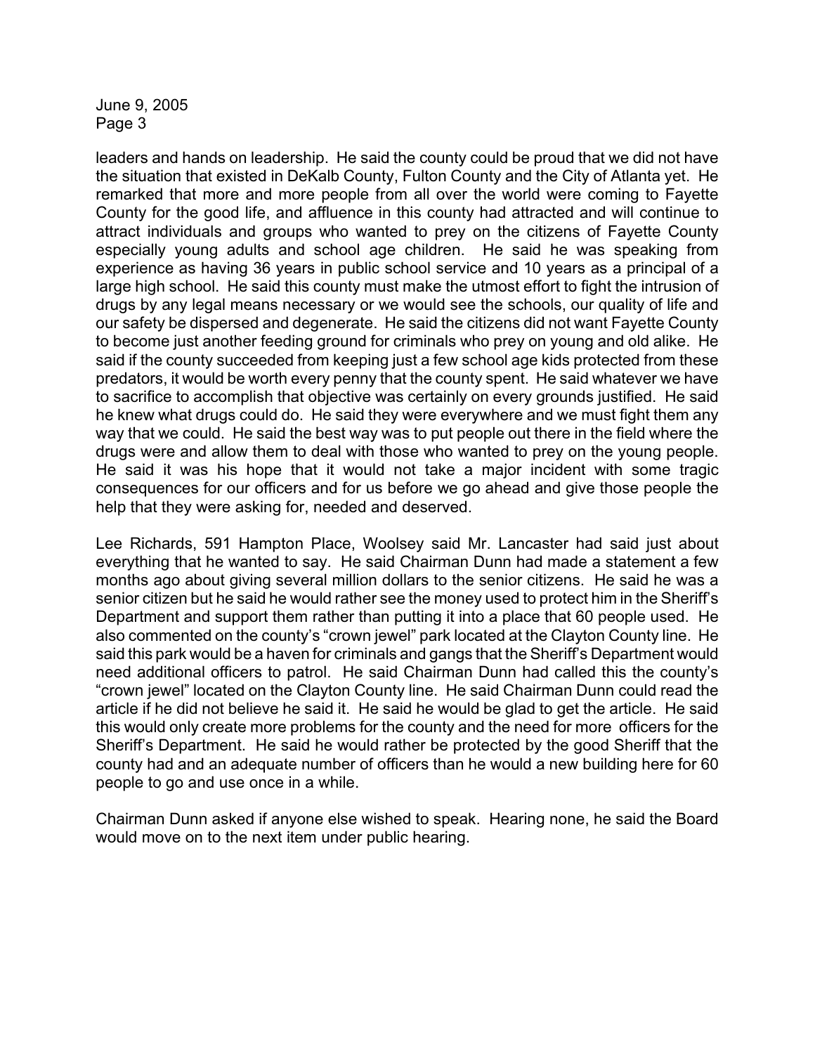leaders and hands on leadership. He said the county could be proud that we did not have the situation that existed in DeKalb County, Fulton County and the City of Atlanta yet. He remarked that more and more people from all over the world were coming to Fayette County for the good life, and affluence in this county had attracted and will continue to attract individuals and groups who wanted to prey on the citizens of Fayette County especially young adults and school age children. He said he was speaking from experience as having 36 years in public school service and 10 years as a principal of a large high school. He said this county must make the utmost effort to fight the intrusion of drugs by any legal means necessary or we would see the schools, our quality of life and our safety be dispersed and degenerate. He said the citizens did not want Fayette County to become just another feeding ground for criminals who prey on young and old alike. He said if the county succeeded from keeping just a few school age kids protected from these predators, it would be worth every penny that the county spent. He said whatever we have to sacrifice to accomplish that objective was certainly on every grounds justified. He said he knew what drugs could do. He said they were everywhere and we must fight them any way that we could. He said the best way was to put people out there in the field where the drugs were and allow them to deal with those who wanted to prey on the young people. He said it was his hope that it would not take a major incident with some tragic consequences for our officers and for us before we go ahead and give those people the help that they were asking for, needed and deserved.

Lee Richards, 591 Hampton Place, Woolsey said Mr. Lancaster had said just about everything that he wanted to say. He said Chairman Dunn had made a statement a few months ago about giving several million dollars to the senior citizens. He said he was a senior citizen but he said he would rather see the money used to protect him in the Sheriff's Department and support them rather than putting it into a place that 60 people used. He also commented on the county's "crown jewel" park located at the Clayton County line. He said this park would be a haven for criminals and gangs that the Sheriff's Department would need additional officers to patrol. He said Chairman Dunn had called this the county's "crown jewel" located on the Clayton County line. He said Chairman Dunn could read the article if he did not believe he said it. He said he would be glad to get the article. He said this would only create more problems for the county and the need for more officers for the Sheriff's Department. He said he would rather be protected by the good Sheriff that the county had and an adequate number of officers than he would a new building here for 60 people to go and use once in a while.

Chairman Dunn asked if anyone else wished to speak. Hearing none, he said the Board would move on to the next item under public hearing.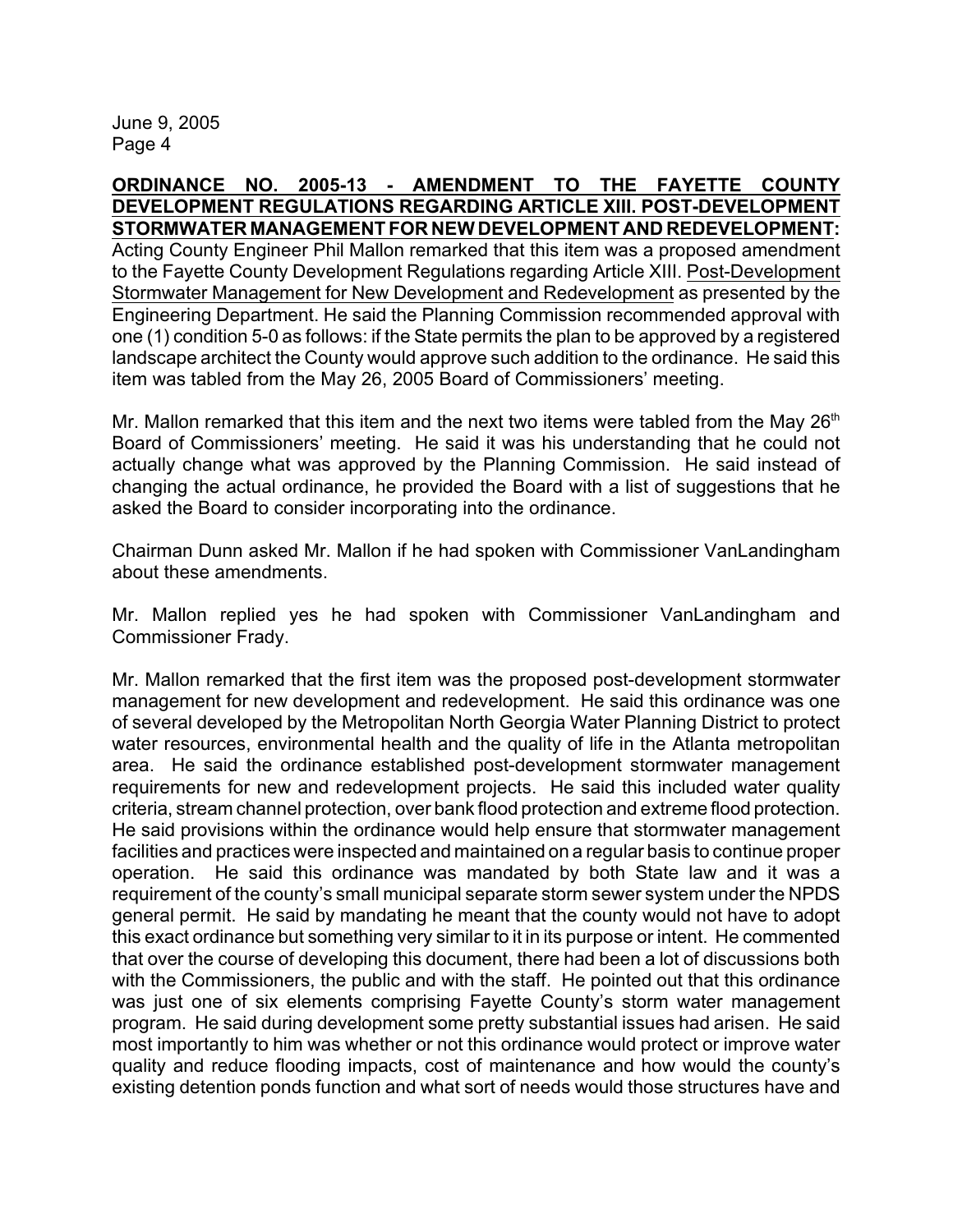**ORDINANCE NO. 2005-13 - AMENDMENT TO THE FAYETTE COUNTY DEVELOPMENT REGULATIONS REGARDING ARTICLE XIII. POST-DEVELOPMENT STORMWATER MANAGEMENT FOR NEW DEVELOPMENT AND REDEVELOPMENT:** Acting County Engineer Phil Mallon remarked that this item was a proposed amendment to the Fayette County Development Regulations regarding Article XIII. Post-Development Stormwater Management for New Development and Redevelopment as presented by the Engineering Department. He said the Planning Commission recommended approval with one (1) condition 5-0 as follows: if the State permits the plan to be approved by a registered landscape architect the County would approve such addition to the ordinance. He said this item was tabled from the May 26, 2005 Board of Commissioners' meeting.

Mr. Mallon remarked that this item and the next two items were tabled from the May 26th Board of Commissioners' meeting. He said it was his understanding that he could not actually change what was approved by the Planning Commission. He said instead of changing the actual ordinance, he provided the Board with a list of suggestions that he asked the Board to consider incorporating into the ordinance.

Chairman Dunn asked Mr. Mallon if he had spoken with Commissioner VanLandingham about these amendments.

Mr. Mallon replied yes he had spoken with Commissioner VanLandingham and Commissioner Frady.

Mr. Mallon remarked that the first item was the proposed post-development stormwater management for new development and redevelopment. He said this ordinance was one of several developed by the Metropolitan North Georgia Water Planning District to protect water resources, environmental health and the quality of life in the Atlanta metropolitan area. He said the ordinance established post-development stormwater management requirements for new and redevelopment projects. He said this included water quality criteria, stream channel protection, over bank flood protection and extreme flood protection. He said provisions within the ordinance would help ensure that stormwater management facilities and practices were inspected and maintained on a regular basis to continue proper operation. He said this ordinance was mandated by both State law and it was a requirement of the county's small municipal separate storm sewer system under the NPDS general permit. He said by mandating he meant that the county would not have to adopt this exact ordinance but something very similar to it in its purpose or intent. He commented that over the course of developing this document, there had been a lot of discussions both with the Commissioners, the public and with the staff. He pointed out that this ordinance was just one of six elements comprising Fayette County's storm water management program. He said during development some pretty substantial issues had arisen. He said most importantly to him was whether or not this ordinance would protect or improve water quality and reduce flooding impacts, cost of maintenance and how would the county's existing detention ponds function and what sort of needs would those structures have and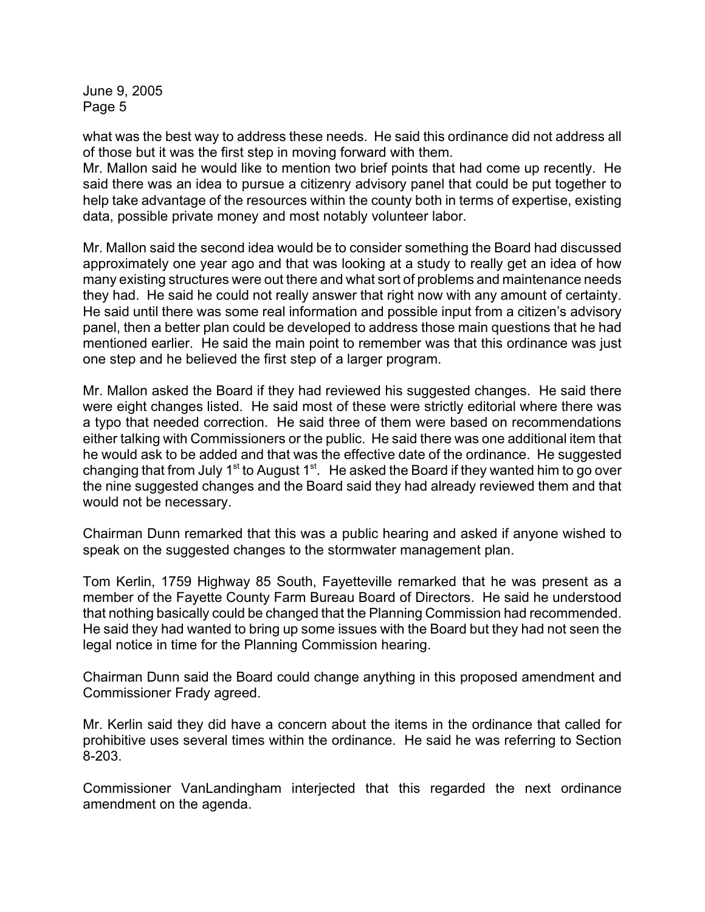what was the best way to address these needs. He said this ordinance did not address all of those but it was the first step in moving forward with them.

Mr. Mallon said he would like to mention two brief points that had come up recently. He said there was an idea to pursue a citizenry advisory panel that could be put together to help take advantage of the resources within the county both in terms of expertise, existing data, possible private money and most notably volunteer labor.

Mr. Mallon said the second idea would be to consider something the Board had discussed approximately one year ago and that was looking at a study to really get an idea of how many existing structures were out there and what sort of problems and maintenance needs they had. He said he could not really answer that right now with any amount of certainty. He said until there was some real information and possible input from a citizen's advisory panel, then a better plan could be developed to address those main questions that he had mentioned earlier. He said the main point to remember was that this ordinance was just one step and he believed the first step of a larger program.

Mr. Mallon asked the Board if they had reviewed his suggested changes. He said there were eight changes listed. He said most of these were strictly editorial where there was a typo that needed correction. He said three of them were based on recommendations either talking with Commissioners or the public. He said there was one additional item that he would ask to be added and that was the effective date of the ordinance. He suggested changing that from July 1st to August 1st. He asked the Board if they wanted him to go over the nine suggested changes and the Board said they had already reviewed them and that would not be necessary.

Chairman Dunn remarked that this was a public hearing and asked if anyone wished to speak on the suggested changes to the stormwater management plan.

Tom Kerlin, 1759 Highway 85 South, Fayetteville remarked that he was present as a member of the Fayette County Farm Bureau Board of Directors. He said he understood that nothing basically could be changed that the Planning Commission had recommended. He said they had wanted to bring up some issues with the Board but they had not seen the legal notice in time for the Planning Commission hearing.

Chairman Dunn said the Board could change anything in this proposed amendment and Commissioner Frady agreed.

Mr. Kerlin said they did have a concern about the items in the ordinance that called for prohibitive uses several times within the ordinance. He said he was referring to Section 8-203.

Commissioner VanLandingham interjected that this regarded the next ordinance amendment on the agenda.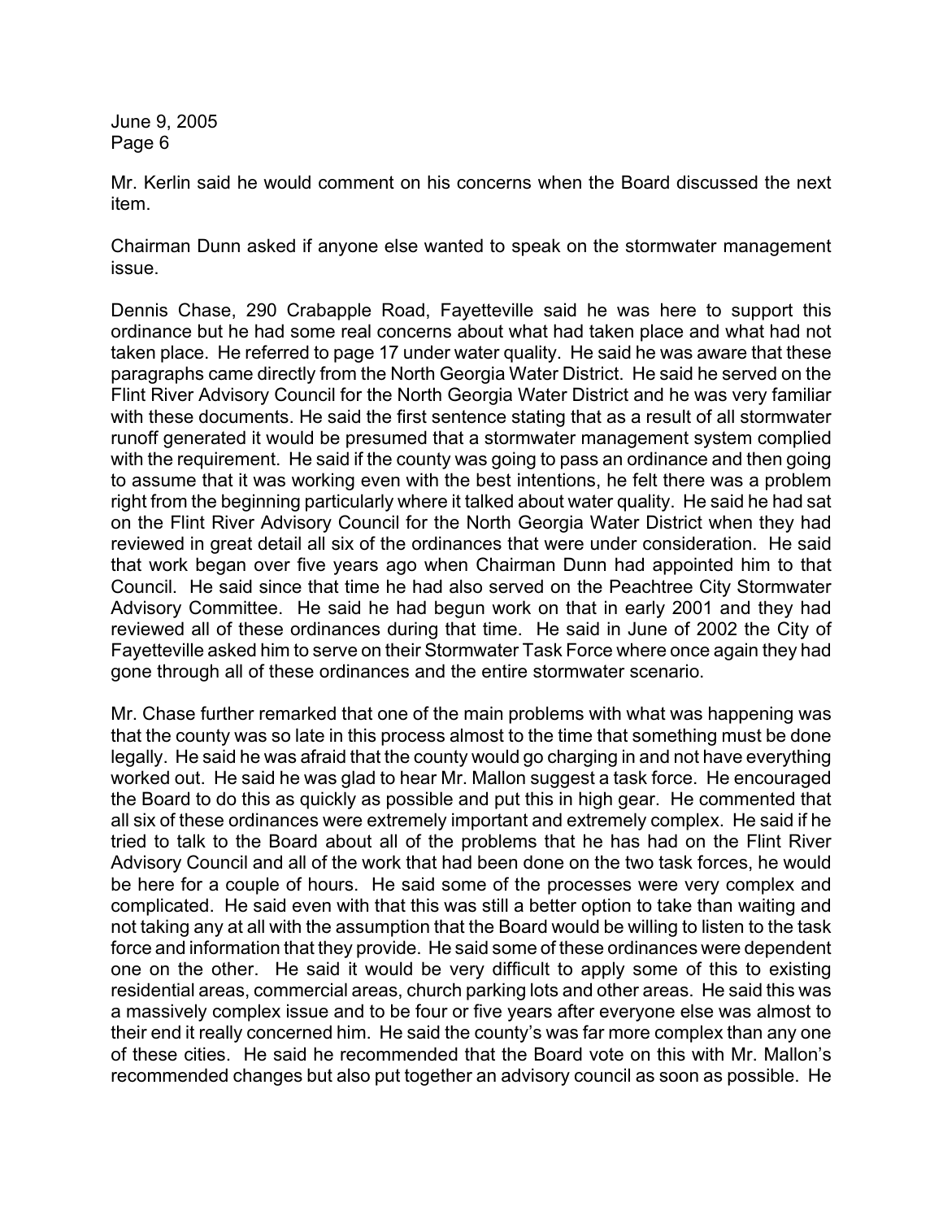Mr. Kerlin said he would comment on his concerns when the Board discussed the next item.

Chairman Dunn asked if anyone else wanted to speak on the stormwater management issue.

Dennis Chase, 290 Crabapple Road, Fayetteville said he was here to support this ordinance but he had some real concerns about what had taken place and what had not taken place. He referred to page 17 under water quality. He said he was aware that these paragraphs came directly from the North Georgia Water District. He said he served on the Flint River Advisory Council for the North Georgia Water District and he was very familiar with these documents. He said the first sentence stating that as a result of all stormwater runoff generated it would be presumed that a stormwater management system complied with the requirement. He said if the county was going to pass an ordinance and then going to assume that it was working even with the best intentions, he felt there was a problem right from the beginning particularly where it talked about water quality. He said he had sat on the Flint River Advisory Council for the North Georgia Water District when they had reviewed in great detail all six of the ordinances that were under consideration. He said that work began over five years ago when Chairman Dunn had appointed him to that Council. He said since that time he had also served on the Peachtree City Stormwater Advisory Committee. He said he had begun work on that in early 2001 and they had reviewed all of these ordinances during that time. He said in June of 2002 the City of Fayetteville asked him to serve on their Stormwater Task Force where once again they had gone through all of these ordinances and the entire stormwater scenario.

Mr. Chase further remarked that one of the main problems with what was happening was that the county was so late in this process almost to the time that something must be done legally. He said he was afraid that the county would go charging in and not have everything worked out. He said he was glad to hear Mr. Mallon suggest a task force. He encouraged the Board to do this as quickly as possible and put this in high gear. He commented that all six of these ordinances were extremely important and extremely complex. He said if he tried to talk to the Board about all of the problems that he has had on the Flint River Advisory Council and all of the work that had been done on the two task forces, he would be here for a couple of hours. He said some of the processes were very complex and complicated. He said even with that this was still a better option to take than waiting and not taking any at all with the assumption that the Board would be willing to listen to the task force and information that they provide. He said some of these ordinances were dependent one on the other. He said it would be very difficult to apply some of this to existing residential areas, commercial areas, church parking lots and other areas. He said this was a massively complex issue and to be four or five years after everyone else was almost to their end it really concerned him. He said the county's was far more complex than any one of these cities. He said he recommended that the Board vote on this with Mr. Mallon's recommended changes but also put together an advisory council as soon as possible. He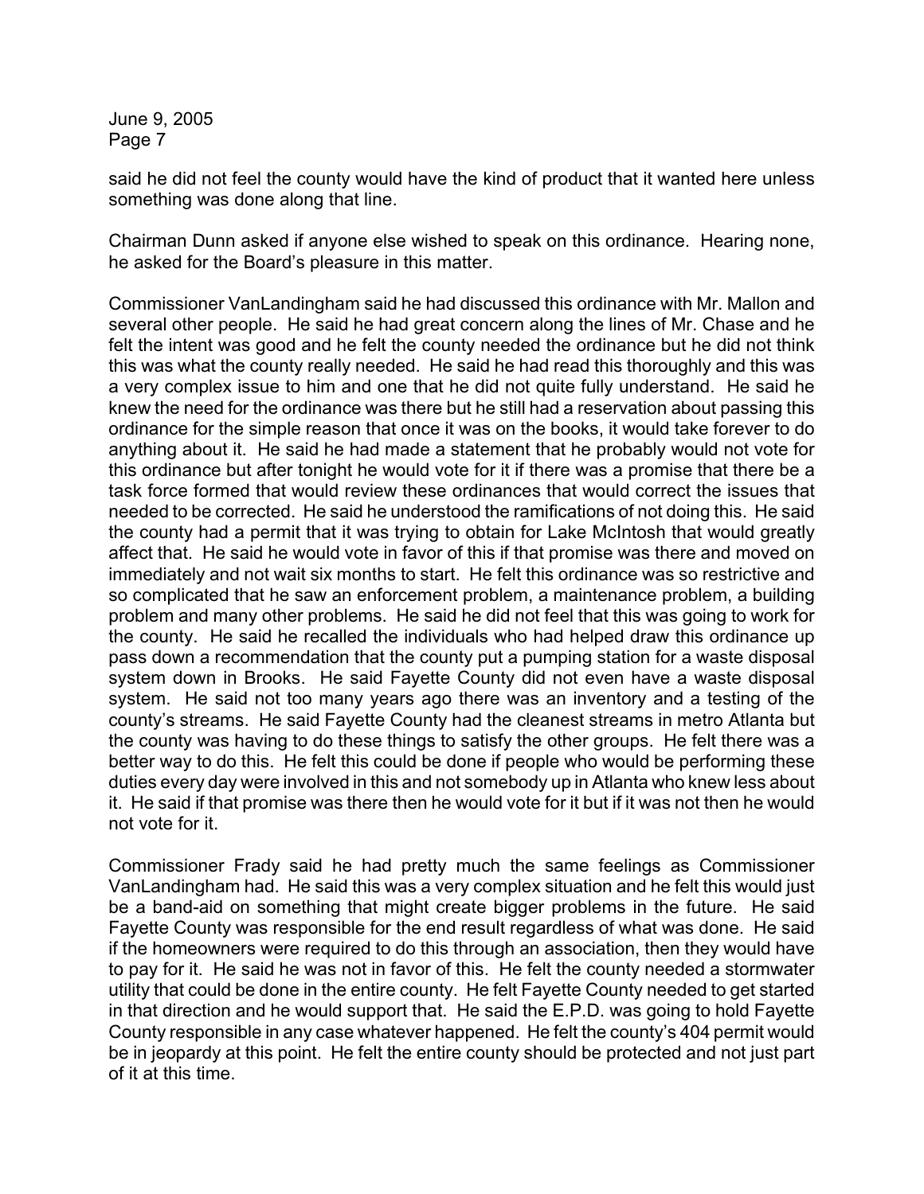said he did not feel the county would have the kind of product that it wanted here unless something was done along that line.

Chairman Dunn asked if anyone else wished to speak on this ordinance. Hearing none, he asked for the Board's pleasure in this matter.

Commissioner VanLandingham said he had discussed this ordinance with Mr. Mallon and several other people. He said he had great concern along the lines of Mr. Chase and he felt the intent was good and he felt the county needed the ordinance but he did not think this was what the county really needed. He said he had read this thoroughly and this was a very complex issue to him and one that he did not quite fully understand. He said he knew the need for the ordinance was there but he still had a reservation about passing this ordinance for the simple reason that once it was on the books, it would take forever to do anything about it. He said he had made a statement that he probably would not vote for this ordinance but after tonight he would vote for it if there was a promise that there be a task force formed that would review these ordinances that would correct the issues that needed to be corrected. He said he understood the ramifications of not doing this. He said the county had a permit that it was trying to obtain for Lake McIntosh that would greatly affect that. He said he would vote in favor of this if that promise was there and moved on immediately and not wait six months to start. He felt this ordinance was so restrictive and so complicated that he saw an enforcement problem, a maintenance problem, a building problem and many other problems. He said he did not feel that this was going to work for the county. He said he recalled the individuals who had helped draw this ordinance up pass down a recommendation that the county put a pumping station for a waste disposal system down in Brooks. He said Fayette County did not even have a waste disposal system. He said not too many years ago there was an inventory and a testing of the county's streams. He said Fayette County had the cleanest streams in metro Atlanta but the county was having to do these things to satisfy the other groups. He felt there was a better way to do this. He felt this could be done if people who would be performing these duties every day were involved in this and not somebody up in Atlanta who knew less about it. He said if that promise was there then he would vote for it but if it was not then he would not vote for it.

Commissioner Frady said he had pretty much the same feelings as Commissioner VanLandingham had. He said this was a very complex situation and he felt this would just be a band-aid on something that might create bigger problems in the future. He said Fayette County was responsible for the end result regardless of what was done. He said if the homeowners were required to do this through an association, then they would have to pay for it. He said he was not in favor of this. He felt the county needed a stormwater utility that could be done in the entire county. He felt Fayette County needed to get started in that direction and he would support that. He said the E.P.D. was going to hold Fayette County responsible in any case whatever happened. He felt the county's 404 permit would be in jeopardy at this point. He felt the entire county should be protected and not just part of it at this time.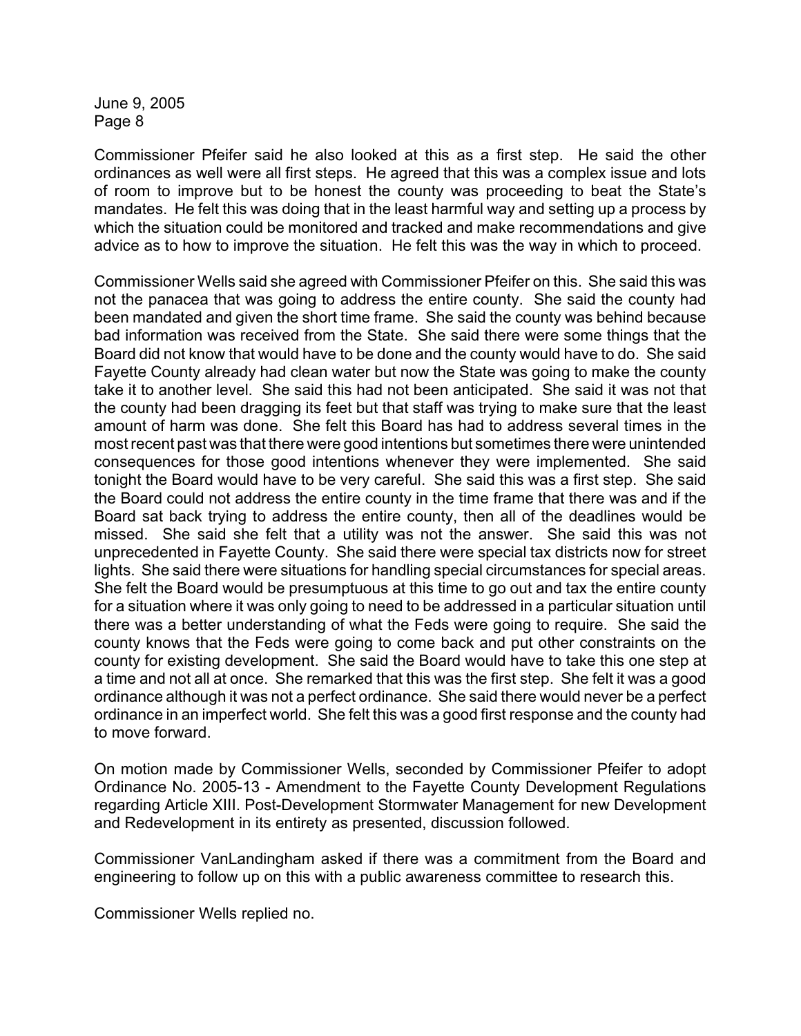Commissioner Pfeifer said he also looked at this as a first step. He said the other ordinances as well were all first steps. He agreed that this was a complex issue and lots of room to improve but to be honest the county was proceeding to beat the State's mandates. He felt this was doing that in the least harmful way and setting up a process by which the situation could be monitored and tracked and make recommendations and give advice as to how to improve the situation. He felt this was the way in which to proceed.

Commissioner Wells said she agreed with Commissioner Pfeifer on this. She said this was not the panacea that was going to address the entire county. She said the county had been mandated and given the short time frame. She said the county was behind because bad information was received from the State. She said there were some things that the Board did not know that would have to be done and the county would have to do. She said Fayette County already had clean water but now the State was going to make the county take it to another level. She said this had not been anticipated. She said it was not that the county had been dragging its feet but that staff was trying to make sure that the least amount of harm was done. She felt this Board has had to address several times in the most recent past was that there were good intentions but sometimes there were unintended consequences for those good intentions whenever they were implemented. She said tonight the Board would have to be very careful. She said this was a first step. She said the Board could not address the entire county in the time frame that there was and if the Board sat back trying to address the entire county, then all of the deadlines would be missed. She said she felt that a utility was not the answer. She said this was not unprecedented in Fayette County. She said there were special tax districts now for street lights. She said there were situations for handling special circumstances for special areas. She felt the Board would be presumptuous at this time to go out and tax the entire county for a situation where it was only going to need to be addressed in a particular situation until there was a better understanding of what the Feds were going to require. She said the county knows that the Feds were going to come back and put other constraints on the county for existing development. She said the Board would have to take this one step at a time and not all at once. She remarked that this was the first step. She felt it was a good ordinance although it was not a perfect ordinance. She said there would never be a perfect ordinance in an imperfect world. She felt this was a good first response and the county had to move forward.

On motion made by Commissioner Wells, seconded by Commissioner Pfeifer to adopt Ordinance No. 2005-13 - Amendment to the Fayette County Development Regulations regarding Article XIII. Post-Development Stormwater Management for new Development and Redevelopment in its entirety as presented, discussion followed.

Commissioner VanLandingham asked if there was a commitment from the Board and engineering to follow up on this with a public awareness committee to research this.

Commissioner Wells replied no.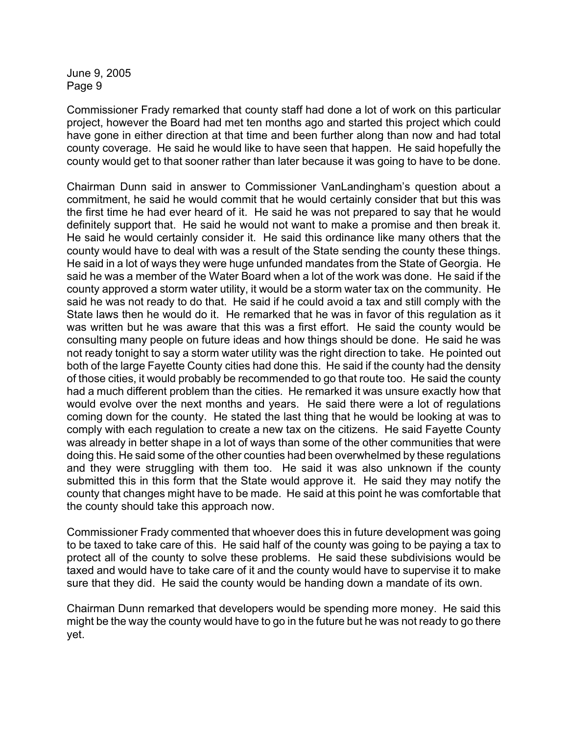Commissioner Frady remarked that county staff had done a lot of work on this particular project, however the Board had met ten months ago and started this project which could have gone in either direction at that time and been further along than now and had total county coverage. He said he would like to have seen that happen. He said hopefully the county would get to that sooner rather than later because it was going to have to be done.

Chairman Dunn said in answer to Commissioner VanLandingham's question about a commitment, he said he would commit that he would certainly consider that but this was the first time he had ever heard of it. He said he was not prepared to say that he would definitely support that. He said he would not want to make a promise and then break it. He said he would certainly consider it. He said this ordinance like many others that the county would have to deal with was a result of the State sending the county these things. He said in a lot of ways they were huge unfunded mandates from the State of Georgia. He said he was a member of the Water Board when a lot of the work was done. He said if the county approved a storm water utility, it would be a storm water tax on the community. He said he was not ready to do that. He said if he could avoid a tax and still comply with the State laws then he would do it. He remarked that he was in favor of this regulation as it was written but he was aware that this was a first effort. He said the county would be consulting many people on future ideas and how things should be done. He said he was not ready tonight to say a storm water utility was the right direction to take. He pointed out both of the large Fayette County cities had done this. He said if the county had the density of those cities, it would probably be recommended to go that route too. He said the county had a much different problem than the cities. He remarked it was unsure exactly how that would evolve over the next months and years. He said there were a lot of regulations coming down for the county. He stated the last thing that he would be looking at was to comply with each regulation to create a new tax on the citizens. He said Fayette County was already in better shape in a lot of ways than some of the other communities that were doing this. He said some of the other counties had been overwhelmed by these regulations and they were struggling with them too. He said it was also unknown if the county submitted this in this form that the State would approve it. He said they may notify the county that changes might have to be made. He said at this point he was comfortable that the county should take this approach now.

Commissioner Frady commented that whoever does this in future development was going to be taxed to take care of this. He said half of the county was going to be paying a tax to protect all of the county to solve these problems. He said these subdivisions would be taxed and would have to take care of it and the county would have to supervise it to make sure that they did. He said the county would be handing down a mandate of its own.

Chairman Dunn remarked that developers would be spending more money. He said this might be the way the county would have to go in the future but he was not ready to go there yet.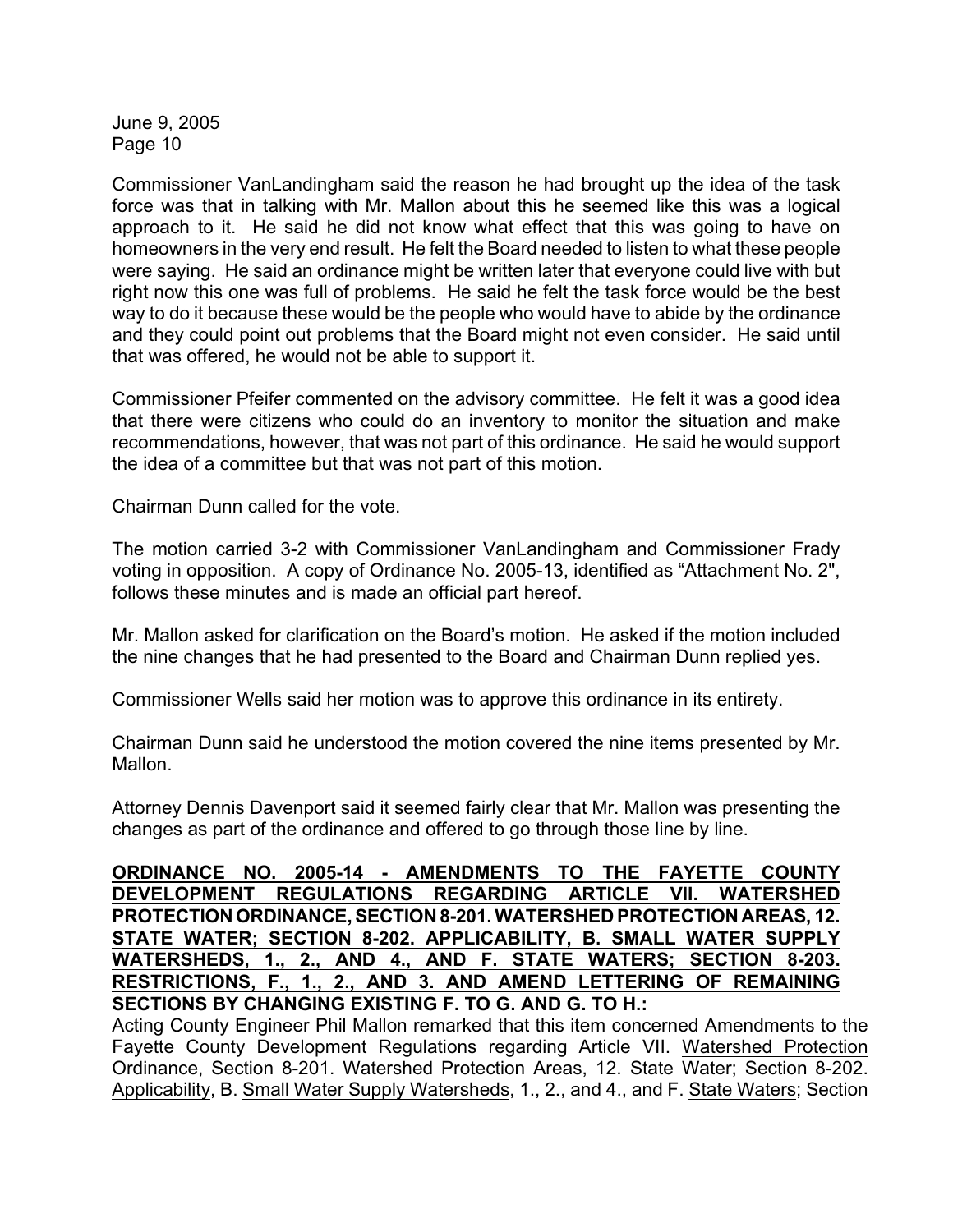Commissioner VanLandingham said the reason he had brought up the idea of the task force was that in talking with Mr. Mallon about this he seemed like this was a logical approach to it. He said he did not know what effect that this was going to have on homeowners in the very end result. He felt the Board needed to listen to what these people were saying. He said an ordinance might be written later that everyone could live with but right now this one was full of problems. He said he felt the task force would be the best way to do it because these would be the people who would have to abide by the ordinance and they could point out problems that the Board might not even consider. He said until that was offered, he would not be able to support it.

Commissioner Pfeifer commented on the advisory committee. He felt it was a good idea that there were citizens who could do an inventory to monitor the situation and make recommendations, however, that was not part of this ordinance. He said he would support the idea of a committee but that was not part of this motion.

Chairman Dunn called for the vote.

The motion carried 3-2 with Commissioner VanLandingham and Commissioner Frady voting in opposition. A copy of Ordinance No. 2005-13, identified as "Attachment No. 2", follows these minutes and is made an official part hereof.

Mr. Mallon asked for clarification on the Board's motion. He asked if the motion included the nine changes that he had presented to the Board and Chairman Dunn replied yes.

Commissioner Wells said her motion was to approve this ordinance in its entirety.

Chairman Dunn said he understood the motion covered the nine items presented by Mr. Mallon.

Attorney Dennis Davenport said it seemed fairly clear that Mr. Mallon was presenting the changes as part of the ordinance and offered to go through those line by line.

**ORDINANCE NO. 2005-14 - AMENDMENTS TO THE FAYETTE COUNTY DEVELOPMENT REGULATIONS REGARDING ARTICLE VII. WATERSHED PROTECTION ORDINANCE, SECTION 8-201. WATERSHED PROTECTION AREAS, 12. STATE WATER; SECTION 8-202. APPLICABILITY, B. SMALL WATER SUPPLY WATERSHEDS, 1., 2., AND 4., AND F. STATE WATERS; SECTION 8-203. RESTRICTIONS, F., 1., 2., AND 3. AND AMEND LETTERING OF REMAINING SECTIONS BY CHANGING EXISTING F. TO G. AND G. TO H.:**

Acting County Engineer Phil Mallon remarked that this item concerned Amendments to the Fayette County Development Regulations regarding Article VII. Watershed Protection Ordinance, Section 8-201. Watershed Protection Areas, 12. State Water; Section 8-202. Applicability, B. Small Water Supply Watersheds, 1., 2., and 4., and F. State Waters; Section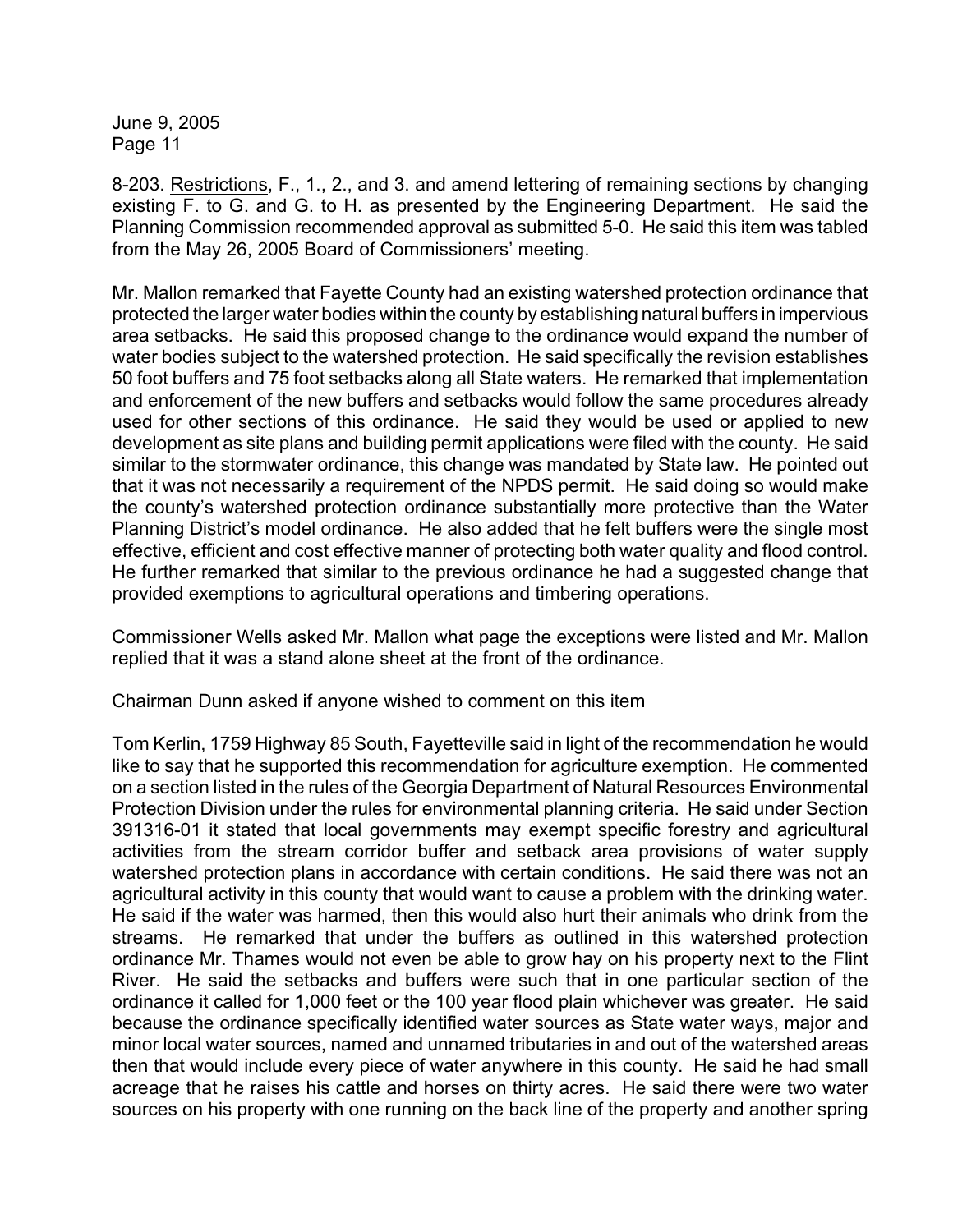8-203. Restrictions, F., 1., 2., and 3. and amend lettering of remaining sections by changing existing F. to G. and G. to H. as presented by the Engineering Department. He said the Planning Commission recommended approval as submitted 5-0. He said this item was tabled from the May 26, 2005 Board of Commissioners' meeting.

Mr. Mallon remarked that Fayette County had an existing watershed protection ordinance that protected the larger water bodies within the county by establishing natural buffers in impervious area setbacks. He said this proposed change to the ordinance would expand the number of water bodies subject to the watershed protection. He said specifically the revision establishes 50 foot buffers and 75 foot setbacks along all State waters. He remarked that implementation and enforcement of the new buffers and setbacks would follow the same procedures already used for other sections of this ordinance. He said they would be used or applied to new development as site plans and building permit applications were filed with the county. He said similar to the stormwater ordinance, this change was mandated by State law. He pointed out that it was not necessarily a requirement of the NPDS permit. He said doing so would make the county's watershed protection ordinance substantially more protective than the Water Planning District's model ordinance. He also added that he felt buffers were the single most effective, efficient and cost effective manner of protecting both water quality and flood control. He further remarked that similar to the previous ordinance he had a suggested change that provided exemptions to agricultural operations and timbering operations.

Commissioner Wells asked Mr. Mallon what page the exceptions were listed and Mr. Mallon replied that it was a stand alone sheet at the front of the ordinance.

Chairman Dunn asked if anyone wished to comment on this item

Tom Kerlin, 1759 Highway 85 South, Fayetteville said in light of the recommendation he would like to say that he supported this recommendation for agriculture exemption. He commented on a section listed in the rules of the Georgia Department of Natural Resources Environmental Protection Division under the rules for environmental planning criteria. He said under Section 391316-01 it stated that local governments may exempt specific forestry and agricultural activities from the stream corridor buffer and setback area provisions of water supply watershed protection plans in accordance with certain conditions. He said there was not an agricultural activity in this county that would want to cause a problem with the drinking water. He said if the water was harmed, then this would also hurt their animals who drink from the streams. He remarked that under the buffers as outlined in this watershed protection ordinance Mr. Thames would not even be able to grow hay on his property next to the Flint River. He said the setbacks and buffers were such that in one particular section of the ordinance it called for 1,000 feet or the 100 year flood plain whichever was greater. He said because the ordinance specifically identified water sources as State water ways, major and minor local water sources, named and unnamed tributaries in and out of the watershed areas then that would include every piece of water anywhere in this county. He said he had small acreage that he raises his cattle and horses on thirty acres. He said there were two water sources on his property with one running on the back line of the property and another spring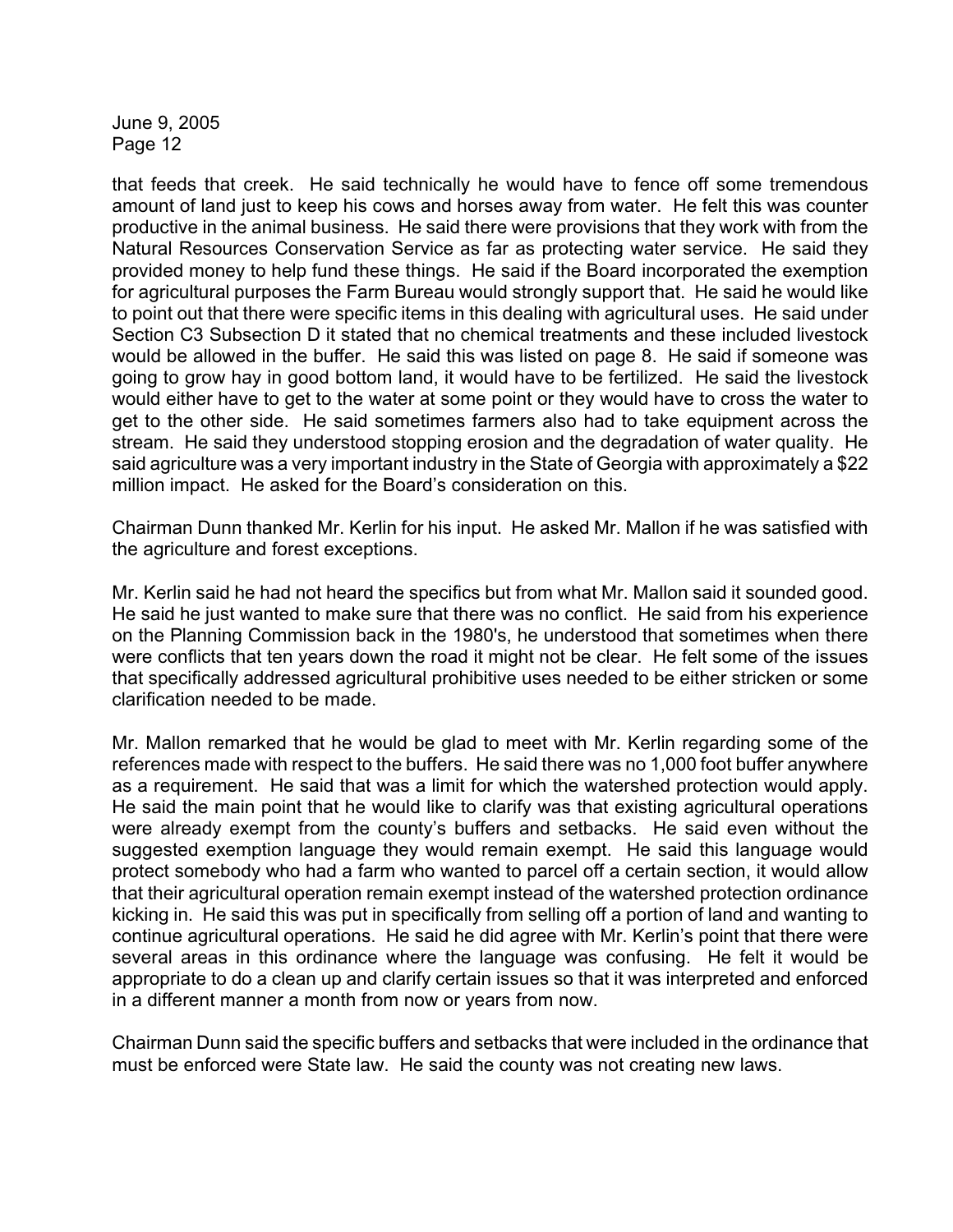that feeds that creek. He said technically he would have to fence off some tremendous amount of land just to keep his cows and horses away from water. He felt this was counter productive in the animal business. He said there were provisions that they work with from the Natural Resources Conservation Service as far as protecting water service. He said they provided money to help fund these things. He said if the Board incorporated the exemption for agricultural purposes the Farm Bureau would strongly support that. He said he would like to point out that there were specific items in this dealing with agricultural uses. He said under Section C3 Subsection D it stated that no chemical treatments and these included livestock would be allowed in the buffer. He said this was listed on page 8. He said if someone was going to grow hay in good bottom land, it would have to be fertilized. He said the livestock would either have to get to the water at some point or they would have to cross the water to get to the other side. He said sometimes farmers also had to take equipment across the stream. He said they understood stopping erosion and the degradation of water quality. He said agriculture was a very important industry in the State of Georgia with approximately a $22 million impact. He asked for the Board's consideration on this.

Chairman Dunn thanked Mr. Kerlin for his input. He asked Mr. Mallon if he was satisfied with the agriculture and forest exceptions.

Mr. Kerlin said he had not heard the specifics but from what Mr. Mallon said it sounded good. He said he just wanted to make sure that there was no conflict. He said from his experience on the Planning Commission back in the 1980's, he understood that sometimes when there were conflicts that ten years down the road it might not be clear. He felt some of the issues that specifically addressed agricultural prohibitive uses needed to be either stricken or some clarification needed to be made.

Mr. Mallon remarked that he would be glad to meet with Mr. Kerlin regarding some of the references made with respect to the buffers. He said there was no 1,000 foot buffer anywhere as a requirement. He said that was a limit for which the watershed protection would apply. He said the main point that he would like to clarify was that existing agricultural operations were already exempt from the county's buffers and setbacks. He said even without the suggested exemption language they would remain exempt. He said this language would protect somebody who had a farm who wanted to parcel off a certain section, it would allow that their agricultural operation remain exempt instead of the watershed protection ordinance kicking in. He said this was put in specifically from selling off a portion of land and wanting to continue agricultural operations. He said he did agree with Mr. Kerlin's point that there were several areas in this ordinance where the language was confusing. He felt it would be appropriate to do a clean up and clarify certain issues so that it was interpreted and enforced in a different manner a month from now or years from now.

Chairman Dunn said the specific buffers and setbacks that were included in the ordinance that must be enforced were State law. He said the county was not creating new laws.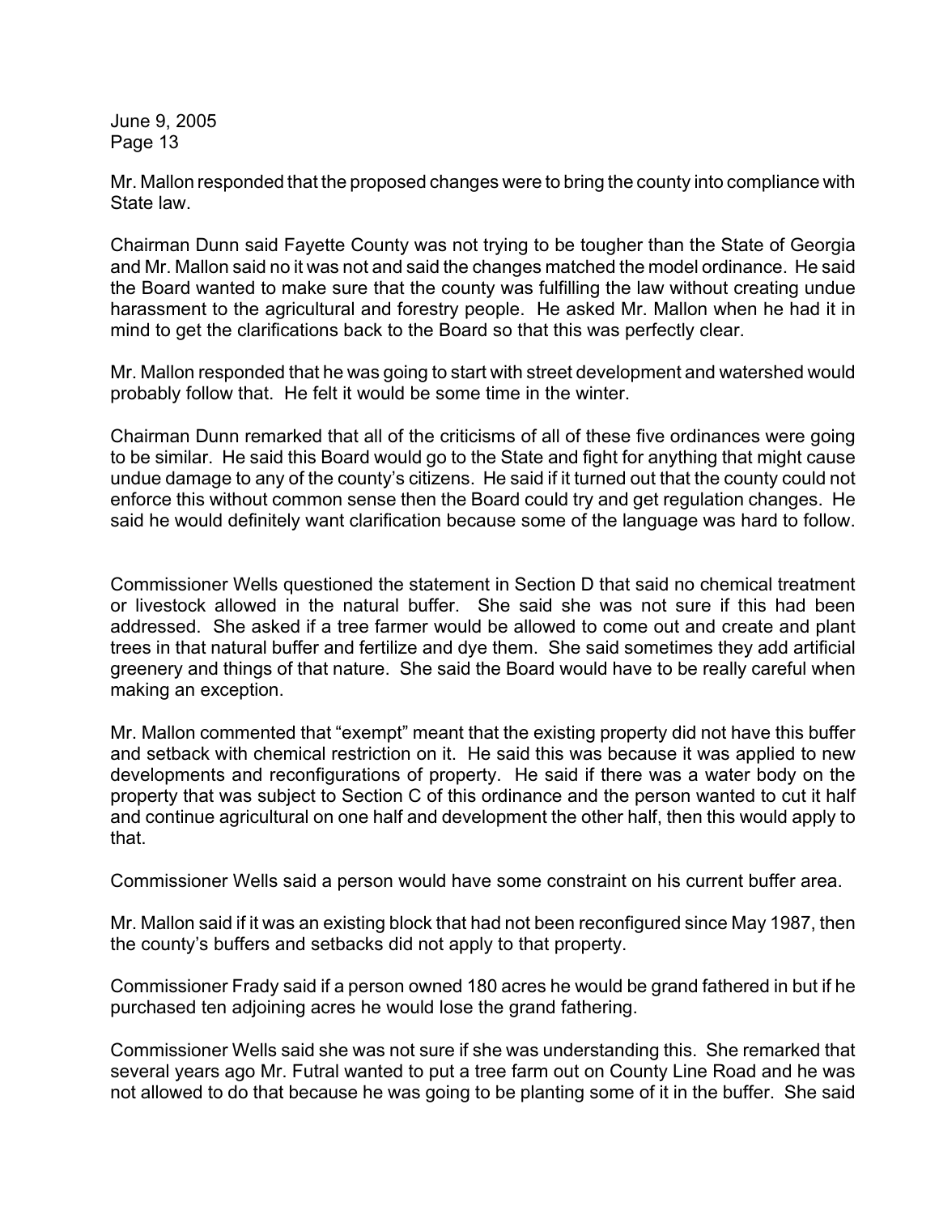Mr. Mallon responded that the proposed changes were to bring the county into compliance with State law.

Chairman Dunn said Fayette County was not trying to be tougher than the State of Georgia and Mr. Mallon said no it was not and said the changes matched the model ordinance. He said the Board wanted to make sure that the county was fulfilling the law without creating undue harassment to the agricultural and forestry people. He asked Mr. Mallon when he had it in mind to get the clarifications back to the Board so that this was perfectly clear.

Mr. Mallon responded that he was going to start with street development and watershed would probably follow that. He felt it would be some time in the winter.

Chairman Dunn remarked that all of the criticisms of all of these five ordinances were going to be similar. He said this Board would go to the State and fight for anything that might cause undue damage to any of the county's citizens. He said if it turned out that the county could not enforce this without common sense then the Board could try and get regulation changes. He said he would definitely want clarification because some of the language was hard to follow.

Commissioner Wells questioned the statement in Section D that said no chemical treatment or livestock allowed in the natural buffer. She said she was not sure if this had been addressed. She asked if a tree farmer would be allowed to come out and create and plant trees in that natural buffer and fertilize and dye them. She said sometimes they add artificial greenery and things of that nature. She said the Board would have to be really careful when making an exception.

Mr. Mallon commented that "exempt" meant that the existing property did not have this buffer and setback with chemical restriction on it. He said this was because it was applied to new developments and reconfigurations of property. He said if there was a water body on the property that was subject to Section C of this ordinance and the person wanted to cut it half and continue agricultural on one half and development the other half, then this would apply to that.

Commissioner Wells said a person would have some constraint on his current buffer area.

Mr. Mallon said if it was an existing block that had not been reconfigured since May 1987, then the county's buffers and setbacks did not apply to that property.

Commissioner Frady said if a person owned 180 acres he would be grand fathered in but if he purchased ten adjoining acres he would lose the grand fathering.

Commissioner Wells said she was not sure if she was understanding this. She remarked that several years ago Mr. Futral wanted to put a tree farm out on County Line Road and he was not allowed to do that because he was going to be planting some of it in the buffer. She said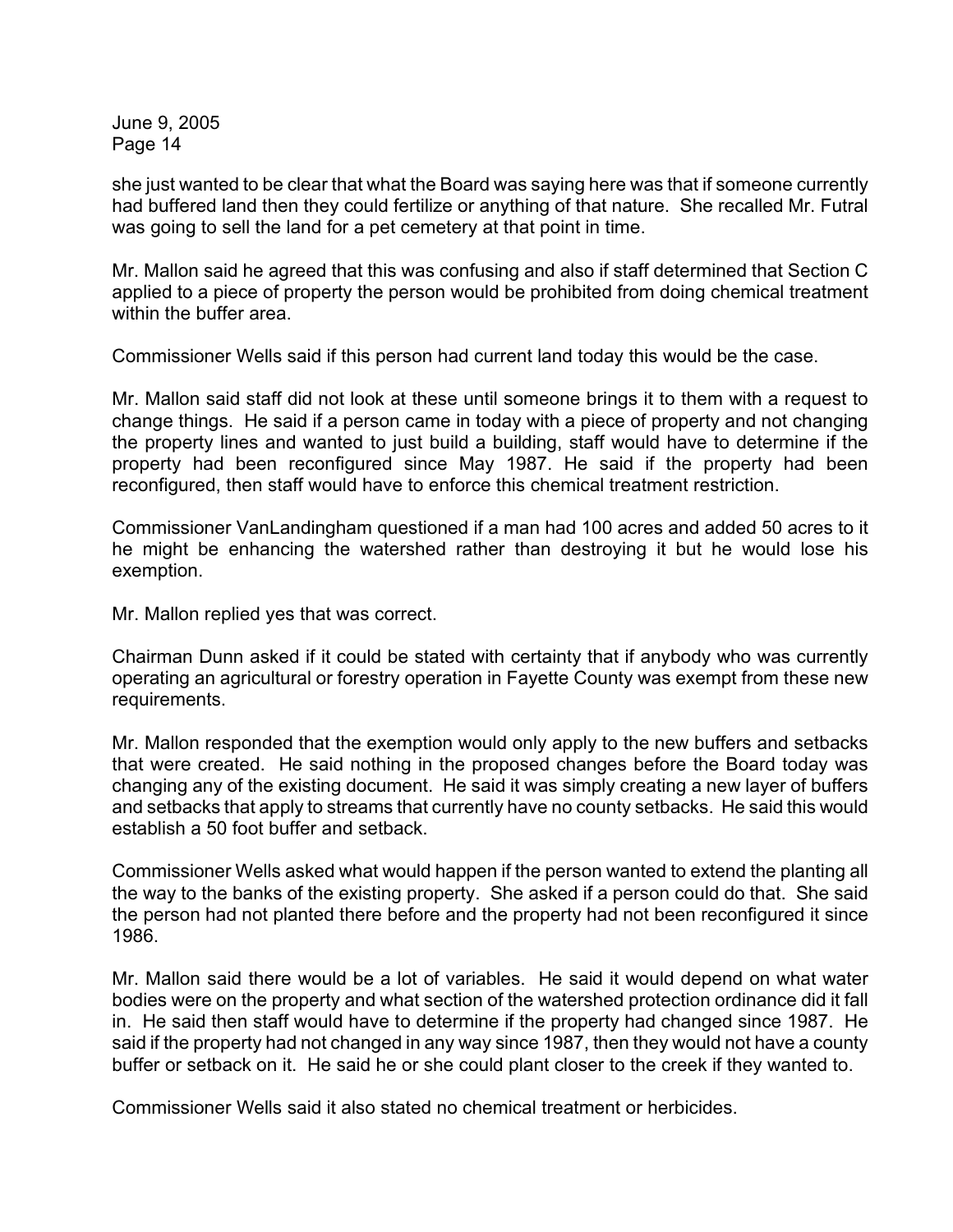she just wanted to be clear that what the Board was saying here was that if someone currently had buffered land then they could fertilize or anything of that nature. She recalled Mr. Futral was going to sell the land for a pet cemetery at that point in time.

Mr. Mallon said he agreed that this was confusing and also if staff determined that Section C applied to a piece of property the person would be prohibited from doing chemical treatment within the buffer area.

Commissioner Wells said if this person had current land today this would be the case.

Mr. Mallon said staff did not look at these until someone brings it to them with a request to change things. He said if a person came in today with a piece of property and not changing the property lines and wanted to just build a building, staff would have to determine if the property had been reconfigured since May 1987. He said if the property had been reconfigured, then staff would have to enforce this chemical treatment restriction.

Commissioner VanLandingham questioned if a man had 100 acres and added 50 acres to it he might be enhancing the watershed rather than destroying it but he would lose his exemption.

Mr. Mallon replied yes that was correct.

Chairman Dunn asked if it could be stated with certainty that if anybody who was currently operating an agricultural or forestry operation in Fayette County was exempt from these new requirements.

Mr. Mallon responded that the exemption would only apply to the new buffers and setbacks that were created. He said nothing in the proposed changes before the Board today was changing any of the existing document. He said it was simply creating a new layer of buffers and setbacks that apply to streams that currently have no county setbacks. He said this would establish a 50 foot buffer and setback.

Commissioner Wells asked what would happen if the person wanted to extend the planting all the way to the banks of the existing property. She asked if a person could do that. She said the person had not planted there before and the property had not been reconfigured it since 1986.

Mr. Mallon said there would be a lot of variables. He said it would depend on what water bodies were on the property and what section of the watershed protection ordinance did it fall in. He said then staff would have to determine if the property had changed since 1987. He said if the property had not changed in any way since 1987, then they would not have a county buffer or setback on it. He said he or she could plant closer to the creek if they wanted to.

Commissioner Wells said it also stated no chemical treatment or herbicides.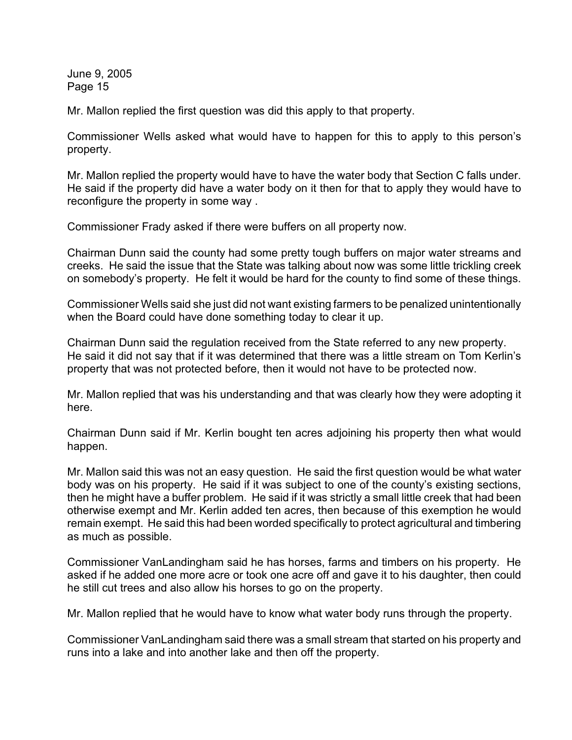Mr. Mallon replied the first question was did this apply to that property.

Commissioner Wells asked what would have to happen for this to apply to this person's property.

Mr. Mallon replied the property would have to have the water body that Section C falls under. He said if the property did have a water body on it then for that to apply they would have to reconfigure the property in some way .

Commissioner Frady asked if there were buffers on all property now.

Chairman Dunn said the county had some pretty tough buffers on major water streams and creeks. He said the issue that the State was talking about now was some little trickling creek on somebody's property. He felt it would be hard for the county to find some of these things.

Commissioner Wells said she just did not want existing farmers to be penalized unintentionally when the Board could have done something today to clear it up.

Chairman Dunn said the regulation received from the State referred to any new property. He said it did not say that if it was determined that there was a little stream on Tom Kerlin's property that was not protected before, then it would not have to be protected now.

Mr. Mallon replied that was his understanding and that was clearly how they were adopting it here.

Chairman Dunn said if Mr. Kerlin bought ten acres adjoining his property then what would happen.

Mr. Mallon said this was not an easy question. He said the first question would be what water body was on his property. He said if it was subject to one of the county's existing sections, then he might have a buffer problem. He said if it was strictly a small little creek that had been otherwise exempt and Mr. Kerlin added ten acres, then because of this exemption he would remain exempt. He said this had been worded specifically to protect agricultural and timbering as much as possible.

Commissioner VanLandingham said he has horses, farms and timbers on his property. He asked if he added one more acre or took one acre off and gave it to his daughter, then could he still cut trees and also allow his horses to go on the property.

Mr. Mallon replied that he would have to know what water body runs through the property.

Commissioner VanLandingham said there was a small stream that started on his property and runs into a lake and into another lake and then off the property.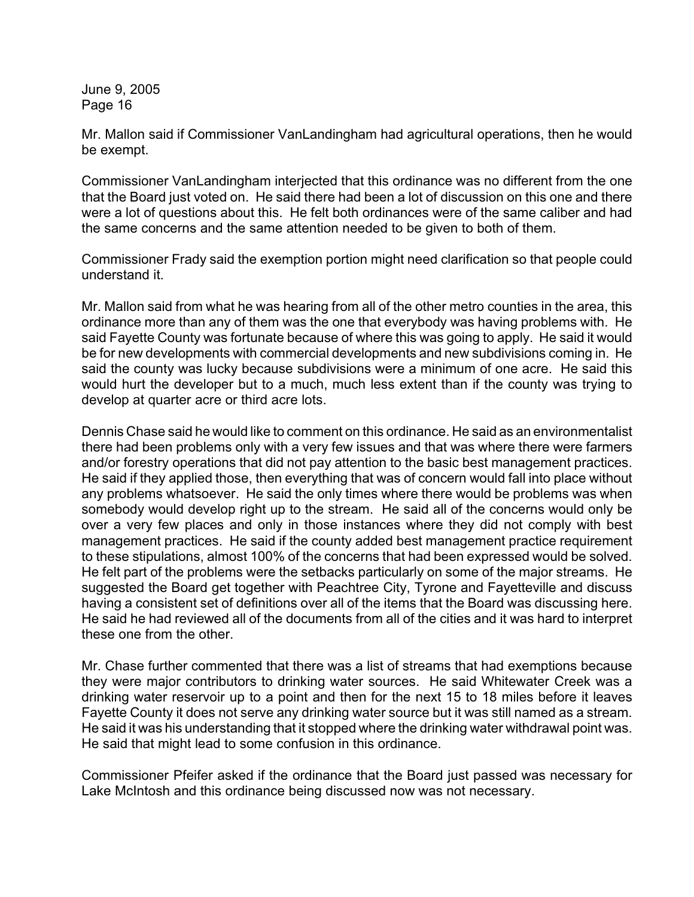Mr. Mallon said if Commissioner VanLandingham had agricultural operations, then he would be exempt.

Commissioner VanLandingham interjected that this ordinance was no different from the one that the Board just voted on. He said there had been a lot of discussion on this one and there were a lot of questions about this. He felt both ordinances were of the same caliber and had the same concerns and the same attention needed to be given to both of them.

Commissioner Frady said the exemption portion might need clarification so that people could understand it.

Mr. Mallon said from what he was hearing from all of the other metro counties in the area, this ordinance more than any of them was the one that everybody was having problems with. He said Fayette County was fortunate because of where this was going to apply. He said it would be for new developments with commercial developments and new subdivisions coming in. He said the county was lucky because subdivisions were a minimum of one acre. He said this would hurt the developer but to a much, much less extent than if the county was trying to develop at quarter acre or third acre lots.

Dennis Chase said he would like to comment on this ordinance. He said as an environmentalist there had been problems only with a very few issues and that was where there were farmers and/or forestry operations that did not pay attention to the basic best management practices. He said if they applied those, then everything that was of concern would fall into place without any problems whatsoever. He said the only times where there would be problems was when somebody would develop right up to the stream. He said all of the concerns would only be over a very few places and only in those instances where they did not comply with best management practices. He said if the county added best management practice requirement to these stipulations, almost 100% of the concerns that had been expressed would be solved. He felt part of the problems were the setbacks particularly on some of the major streams. He suggested the Board get together with Peachtree City, Tyrone and Fayetteville and discuss having a consistent set of definitions over all of the items that the Board was discussing here. He said he had reviewed all of the documents from all of the cities and it was hard to interpret these one from the other.

Mr. Chase further commented that there was a list of streams that had exemptions because they were major contributors to drinking water sources. He said Whitewater Creek was a drinking water reservoir up to a point and then for the next 15 to 18 miles before it leaves Fayette County it does not serve any drinking water source but it was still named as a stream. He said it was his understanding that it stopped where the drinking water withdrawal point was. He said that might lead to some confusion in this ordinance.

Commissioner Pfeifer asked if the ordinance that the Board just passed was necessary for Lake McIntosh and this ordinance being discussed now was not necessary.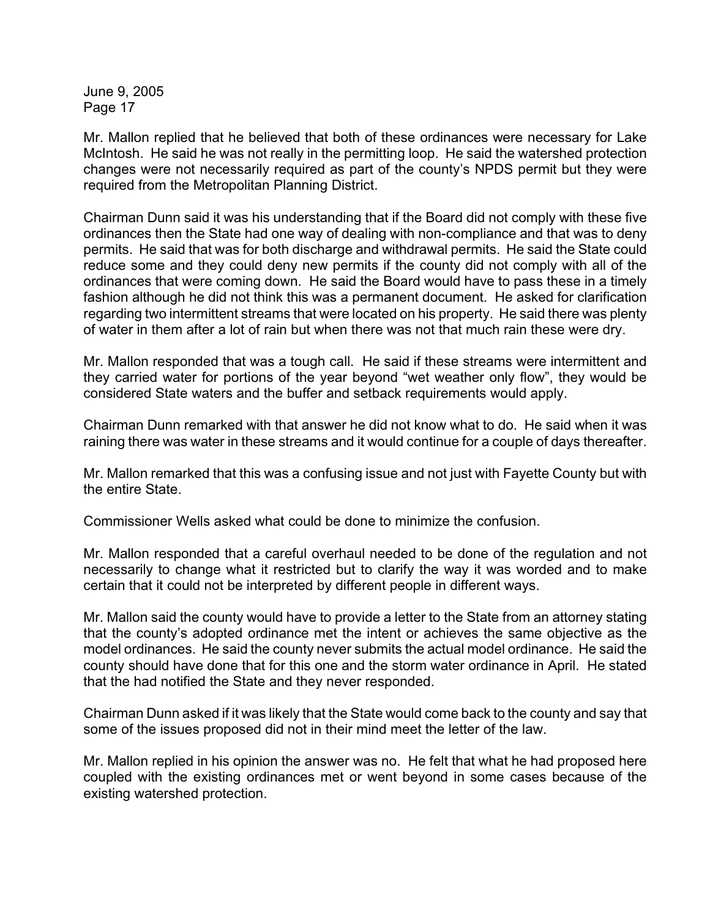Mr. Mallon replied that he believed that both of these ordinances were necessary for Lake McIntosh. He said he was not really in the permitting loop. He said the watershed protection changes were not necessarily required as part of the county's NPDS permit but they were required from the Metropolitan Planning District.

Chairman Dunn said it was his understanding that if the Board did not comply with these five ordinances then the State had one way of dealing with non-compliance and that was to deny permits. He said that was for both discharge and withdrawal permits. He said the State could reduce some and they could deny new permits if the county did not comply with all of the ordinances that were coming down. He said the Board would have to pass these in a timely fashion although he did not think this was a permanent document. He asked for clarification regarding two intermittent streams that were located on his property. He said there was plenty of water in them after a lot of rain but when there was not that much rain these were dry.

Mr. Mallon responded that was a tough call. He said if these streams were intermittent and they carried water for portions of the year beyond "wet weather only flow", they would be considered State waters and the buffer and setback requirements would apply.

Chairman Dunn remarked with that answer he did not know what to do. He said when it was raining there was water in these streams and it would continue for a couple of days thereafter.

Mr. Mallon remarked that this was a confusing issue and not just with Fayette County but with the entire State.

Commissioner Wells asked what could be done to minimize the confusion.

Mr. Mallon responded that a careful overhaul needed to be done of the regulation and not necessarily to change what it restricted but to clarify the way it was worded and to make certain that it could not be interpreted by different people in different ways.

Mr. Mallon said the county would have to provide a letter to the State from an attorney stating that the county's adopted ordinance met the intent or achieves the same objective as the model ordinances. He said the county never submits the actual model ordinance. He said the county should have done that for this one and the storm water ordinance in April. He stated that the had notified the State and they never responded.

Chairman Dunn asked if it was likely that the State would come back to the county and say that some of the issues proposed did not in their mind meet the letter of the law.

Mr. Mallon replied in his opinion the answer was no. He felt that what he had proposed here coupled with the existing ordinances met or went beyond in some cases because of the existing watershed protection.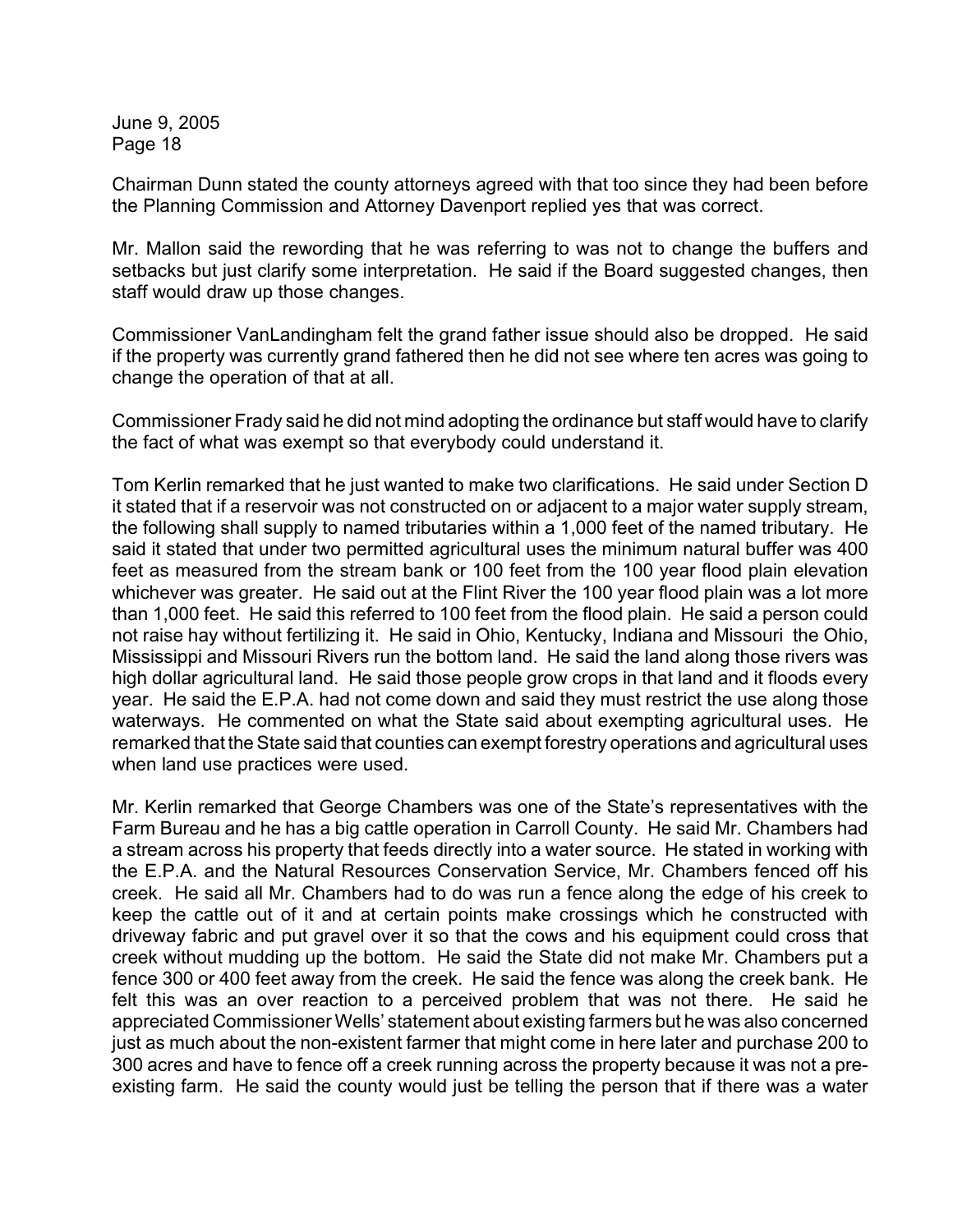Chairman Dunn stated the county attorneys agreed with that too since they had been before the Planning Commission and Attorney Davenport replied yes that was correct.

Mr. Mallon said the rewording that he was referring to was not to change the buffers and setbacks but just clarify some interpretation. He said if the Board suggested changes, then staff would draw up those changes.

Commissioner VanLandingham felt the grand father issue should also be dropped. He said if the property was currently grand fathered then he did not see where ten acres was going to change the operation of that at all.

Commissioner Frady said he did not mind adopting the ordinance but staff would have to clarify the fact of what was exempt so that everybody could understand it.

Tom Kerlin remarked that he just wanted to make two clarifications. He said under Section D it stated that if a reservoir was not constructed on or adjacent to a major water supply stream, the following shall supply to named tributaries within a 1,000 feet of the named tributary. He said it stated that under two permitted agricultural uses the minimum natural buffer was 400 feet as measured from the stream bank or 100 feet from the 100 year flood plain elevation whichever was greater. He said out at the Flint River the 100 year flood plain was a lot more than 1,000 feet. He said this referred to 100 feet from the flood plain. He said a person could not raise hay without fertilizing it. He said in Ohio, Kentucky, Indiana and Missouri the Ohio, Mississippi and Missouri Rivers run the bottom land. He said the land along those rivers was high dollar agricultural land. He said those people grow crops in that land and it floods every year. He said the E.P.A. had not come down and said they must restrict the use along those waterways. He commented on what the State said about exempting agricultural uses. He remarked that the State said that counties can exempt forestry operations and agricultural uses when land use practices were used.

Mr. Kerlin remarked that George Chambers was one of the State's representatives with the Farm Bureau and he has a big cattle operation in Carroll County. He said Mr. Chambers had a stream across his property that feeds directly into a water source. He stated in working with the E.P.A. and the Natural Resources Conservation Service, Mr. Chambers fenced off his creek. He said all Mr. Chambers had to do was run a fence along the edge of his creek to keep the cattle out of it and at certain points make crossings which he constructed with driveway fabric and put gravel over it so that the cows and his equipment could cross that creek without mudding up the bottom. He said the State did not make Mr. Chambers put a fence 300 or 400 feet away from the creek. He said the fence was along the creek bank. He felt this was an over reaction to a perceived problem that was not there. He said he appreciated Commissioner Wells' statement about existing farmers but he was also concerned just as much about the non-existent farmer that might come in here later and purchase 200 to 300 acres and have to fence off a creek running across the property because it was not a pre-existing farm. He said the county would just be telling the person that if there was a water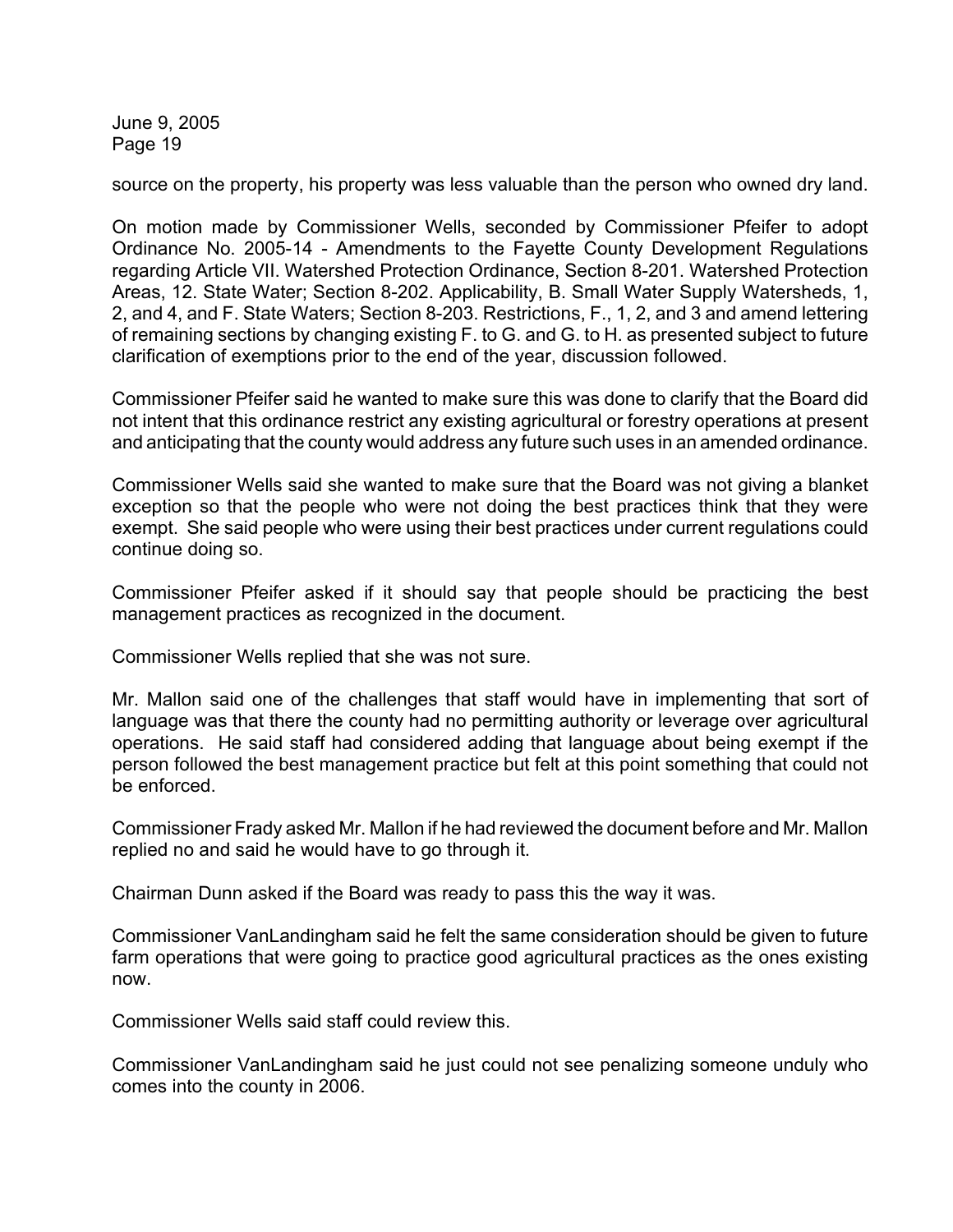source on the property, his property was less valuable than the person who owned dry land.

On motion made by Commissioner Wells, seconded by Commissioner Pfeifer to adopt Ordinance No. 2005-14 - Amendments to the Fayette County Development Regulations regarding Article VII. Watershed Protection Ordinance, Section 8-201. Watershed Protection Areas, 12. State Water; Section 8-202. Applicability, B. Small Water Supply Watersheds, 1, 2, and 4, and F. State Waters; Section 8-203. Restrictions, F., 1, 2, and 3 and amend lettering of remaining sections by changing existing F. to G. and G. to H. as presented subject to future clarification of exemptions prior to the end of the year, discussion followed.

Commissioner Pfeifer said he wanted to make sure this was done to clarify that the Board did not intent that this ordinance restrict any existing agricultural or forestry operations at present and anticipating that the county would address any future such uses in an amended ordinance.

Commissioner Wells said she wanted to make sure that the Board was not giving a blanket exception so that the people who were not doing the best practices think that they were exempt. She said people who were using their best practices under current regulations could continue doing so.

Commissioner Pfeifer asked if it should say that people should be practicing the best management practices as recognized in the document.

Commissioner Wells replied that she was not sure.

Mr. Mallon said one of the challenges that staff would have in implementing that sort of language was that there the county had no permitting authority or leverage over agricultural operations. He said staff had considered adding that language about being exempt if the person followed the best management practice but felt at this point something that could not be enforced.

Commissioner Frady asked Mr. Mallon if he had reviewed the document before and Mr. Mallon replied no and said he would have to go through it.

Chairman Dunn asked if the Board was ready to pass this the way it was.

Commissioner VanLandingham said he felt the same consideration should be given to future farm operations that were going to practice good agricultural practices as the ones existing now.

Commissioner Wells said staff could review this.

Commissioner VanLandingham said he just could not see penalizing someone unduly who comes into the county in 2006.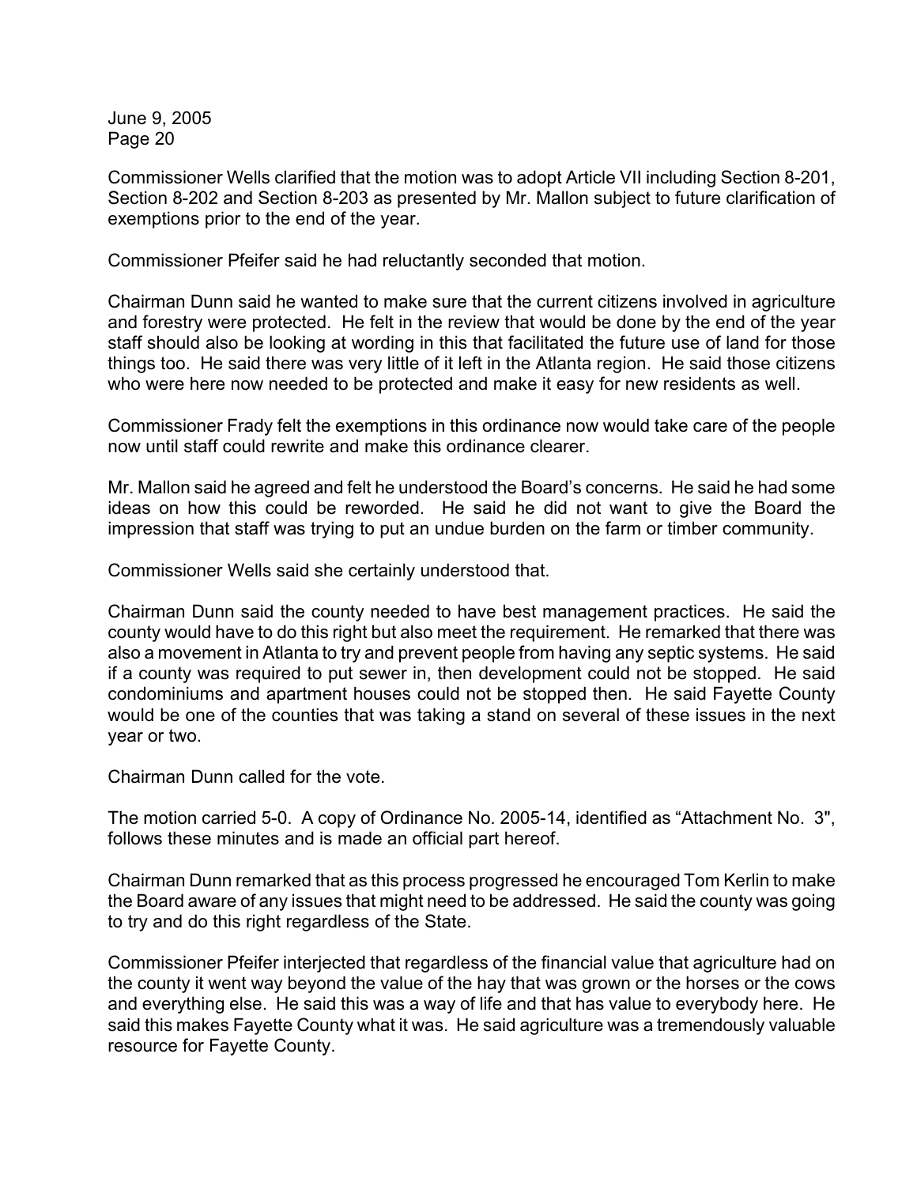Commissioner Wells clarified that the motion was to adopt Article VII including Section 8-201, Section 8-202 and Section 8-203 as presented by Mr. Mallon subject to future clarification of exemptions prior to the end of the year.

Commissioner Pfeifer said he had reluctantly seconded that motion.

Chairman Dunn said he wanted to make sure that the current citizens involved in agriculture and forestry were protected. He felt in the review that would be done by the end of the year staff should also be looking at wording in this that facilitated the future use of land for those things too. He said there was very little of it left in the Atlanta region. He said those citizens who were here now needed to be protected and make it easy for new residents as well.

Commissioner Frady felt the exemptions in this ordinance now would take care of the people now until staff could rewrite and make this ordinance clearer.

Mr. Mallon said he agreed and felt he understood the Board's concerns. He said he had some ideas on how this could be reworded. He said he did not want to give the Board the impression that staff was trying to put an undue burden on the farm or timber community.

Commissioner Wells said she certainly understood that.

Chairman Dunn said the county needed to have best management practices. He said the county would have to do this right but also meet the requirement. He remarked that there was also a movement in Atlanta to try and prevent people from having any septic systems. He said if a county was required to put sewer in, then development could not be stopped. He said condominiums and apartment houses could not be stopped then. He said Fayette County would be one of the counties that was taking a stand on several of these issues in the next year or two.

Chairman Dunn called for the vote.

The motion carried 5-0. A copy of Ordinance No. 2005-14, identified as "Attachment No. 3", follows these minutes and is made an official part hereof.

Chairman Dunn remarked that as this process progressed he encouraged Tom Kerlin to make the Board aware of any issues that might need to be addressed. He said the county was going to try and do this right regardless of the State.

Commissioner Pfeifer interjected that regardless of the financial value that agriculture had on the county it went way beyond the value of the hay that was grown or the horses or the cows and everything else. He said this was a way of life and that has value to everybody here. He said this makes Fayette County what it was. He said agriculture was a tremendously valuable resource for Fayette County.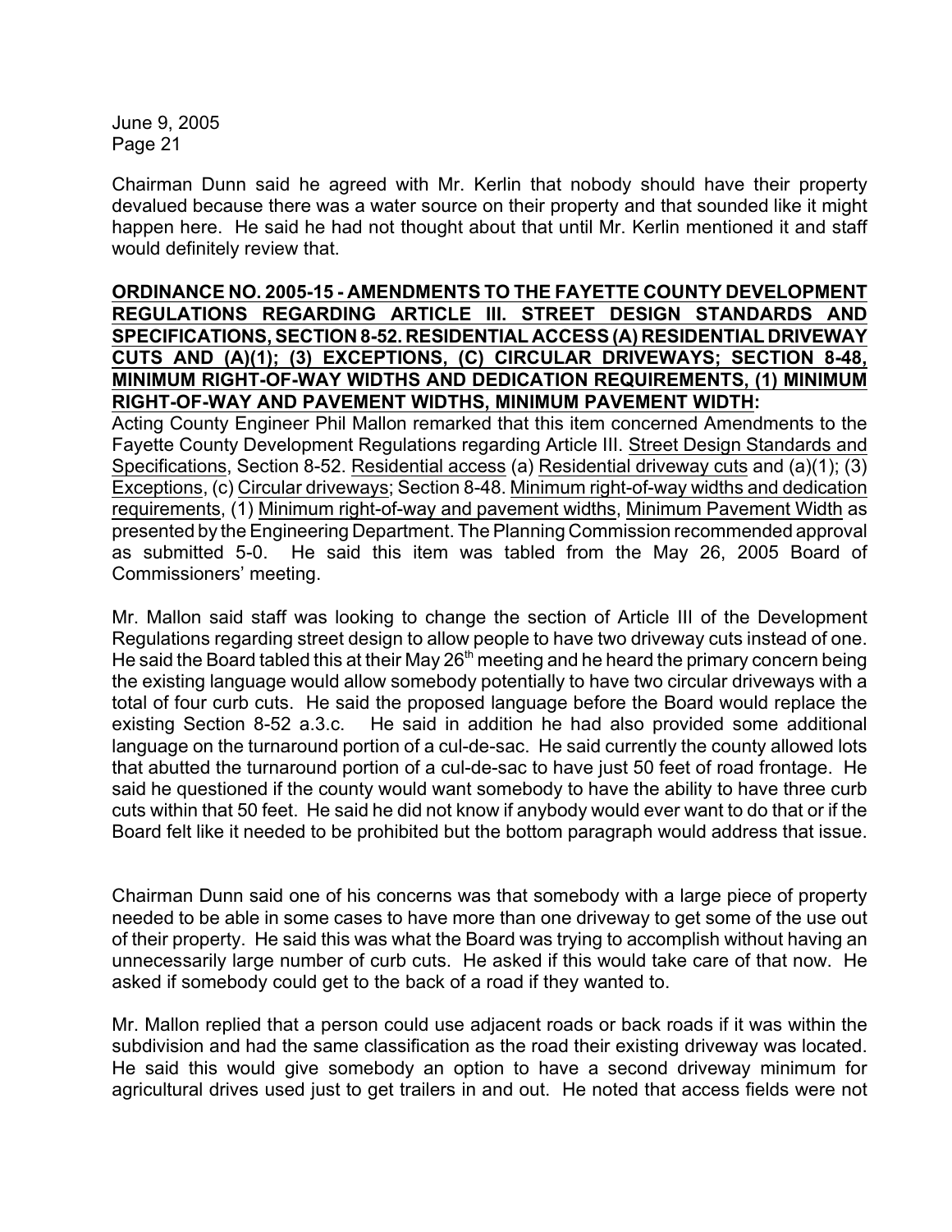Chairman Dunn said he agreed with Mr. Kerlin that nobody should have their property devalued because there was a water source on their property and that sounded like it might happen here. He said he had not thought about that until Mr. Kerlin mentioned it and staff would definitely review that.

**ORDINANCE NO. 2005-15 - AMENDMENTS TO THE FAYETTE COUNTY DEVELOPMENT REGULATIONS REGARDING ARTICLE III. STREET DESIGN STANDARDS AND SPECIFICATIONS, SECTION 8-52. RESIDENTIAL ACCESS (A) RESIDENTIAL DRIVEWAY CUTS AND (A)(1); (3) EXCEPTIONS, (C) CIRCULAR DRIVEWAYS; SECTION 8-48, MINIMUM RIGHT-OF-WAY WIDTHS AND DEDICATION REQUIREMENTS, (1) MINIMUM RIGHT-OF-WAY AND PAVEMENT WIDTHS, MINIMUM PAVEMENT WIDTH:**

Acting County Engineer Phil Mallon remarked that this item concerned Amendments to the Fayette County Development Regulations regarding Article III. Street Design Standards and Specifications, Section 8-52. Residential access (a) Residential driveway cuts and (a)(1); (3) Exceptions, (c) Circular driveways; Section 8-48. Minimum right-of-way widths and dedication requirements, (1) Minimum right-of-way and pavement widths, Minimum Pavement Width as presented by the Engineering Department. The Planning Commission recommended approval as submitted 5-0. He said this item was tabled from the May 26, 2005 Board of Commissioners' meeting.

Mr. Mallon said staff was looking to change the section of Article III of the Development Regulations regarding street design to allow people to have two driveway cuts instead of one. He said the Board tabled this at their May 26th meeting and he heard the primary concern being the existing language would allow somebody potentially to have two circular driveways with a total of four curb cuts. He said the proposed language before the Board would replace the existing Section 8-52 a.3.c. He said in addition he had also provided some additional language on the turnaround portion of a cul-de-sac. He said currently the county allowed lots that abutted the turnaround portion of a cul-de-sac to have just 50 feet of road frontage. He said he questioned if the county would want somebody to have the ability to have three curb cuts within that 50 feet. He said he did not know if anybody would ever want to do that or if the Board felt like it needed to be prohibited but the bottom paragraph would address that issue.

Chairman Dunn said one of his concerns was that somebody with a large piece of property needed to be able in some cases to have more than one driveway to get some of the use out of their property. He said this was what the Board was trying to accomplish without having an unnecessarily large number of curb cuts. He asked if this would take care of that now. He asked if somebody could get to the back of a road if they wanted to.

Mr. Mallon replied that a person could use adjacent roads or back roads if it was within the subdivision and had the same classification as the road their existing driveway was located. He said this would give somebody an option to have a second driveway minimum for agricultural drives used just to get trailers in and out. He noted that access fields were not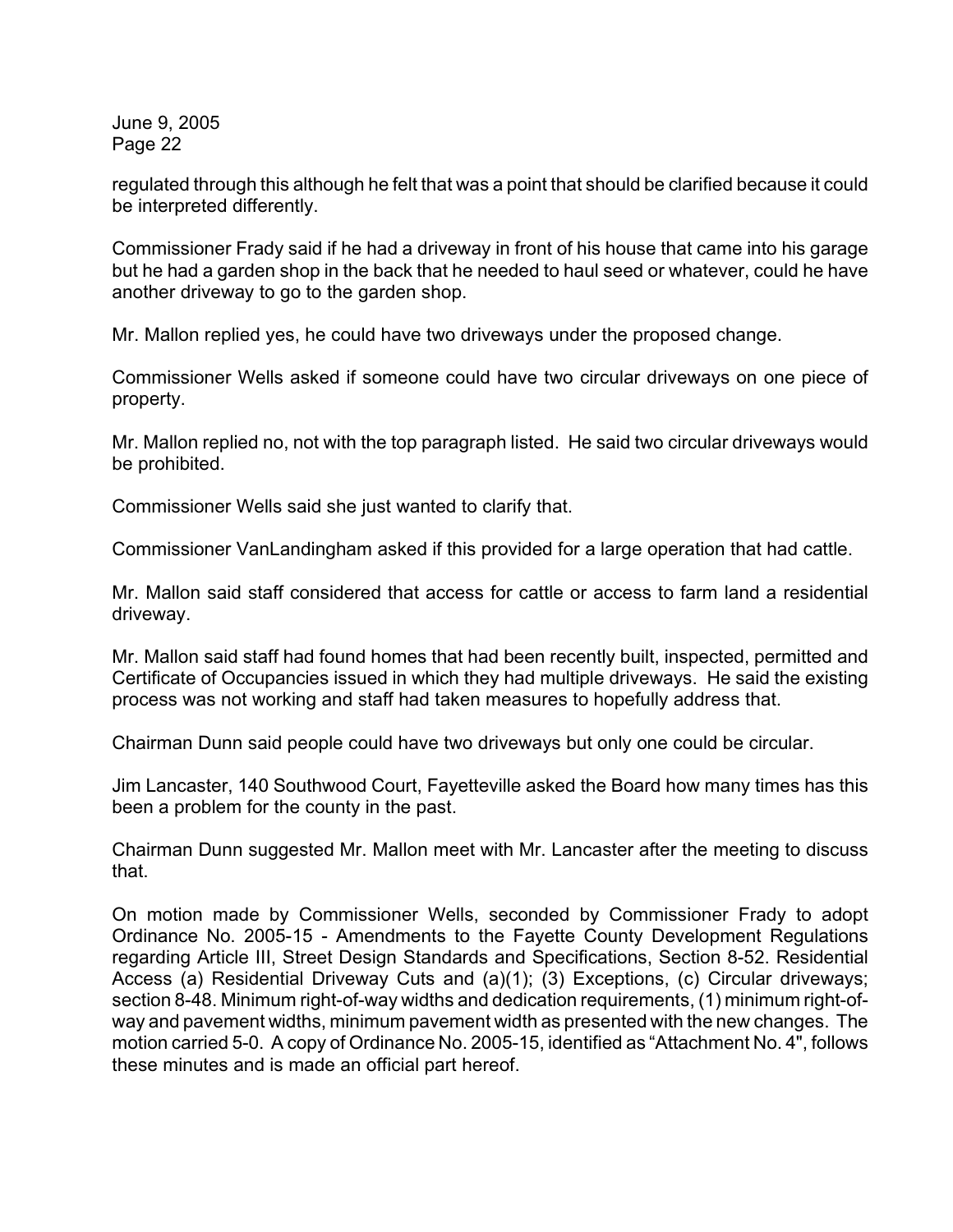regulated through this although he felt that was a point that should be clarified because it could be interpreted differently.

Commissioner Frady said if he had a driveway in front of his house that came into his garage but he had a garden shop in the back that he needed to haul seed or whatever, could he have another driveway to go to the garden shop.

Mr. Mallon replied yes, he could have two driveways under the proposed change.

Commissioner Wells asked if someone could have two circular driveways on one piece of property.

Mr. Mallon replied no, not with the top paragraph listed. He said two circular driveways would be prohibited.

Commissioner Wells said she just wanted to clarify that.

Commissioner VanLandingham asked if this provided for a large operation that had cattle.

Mr. Mallon said staff considered that access for cattle or access to farm land a residential driveway.

Mr. Mallon said staff had found homes that had been recently built, inspected, permitted and Certificate of Occupancies issued in which they had multiple driveways. He said the existing process was not working and staff had taken measures to hopefully address that.

Chairman Dunn said people could have two driveways but only one could be circular.

Jim Lancaster, 140 Southwood Court, Fayetteville asked the Board how many times has this been a problem for the county in the past.

Chairman Dunn suggested Mr. Mallon meet with Mr. Lancaster after the meeting to discuss that.

On motion made by Commissioner Wells, seconded by Commissioner Frady to adopt Ordinance No. 2005-15 - Amendments to the Fayette County Development Regulations regarding Article III, Street Design Standards and Specifications, Section 8-52. Residential Access (a) Residential Driveway Cuts and (a)(1); (3) Exceptions, (c) Circular driveways; section 8-48. Minimum right-of-way widths and dedication requirements, (1) minimum right-of-way and pavement widths, minimum pavement width as presented with the new changes. The motion carried 5-0. A copy of Ordinance No. 2005-15, identified as "Attachment No. 4", follows these minutes and is made an official part hereof.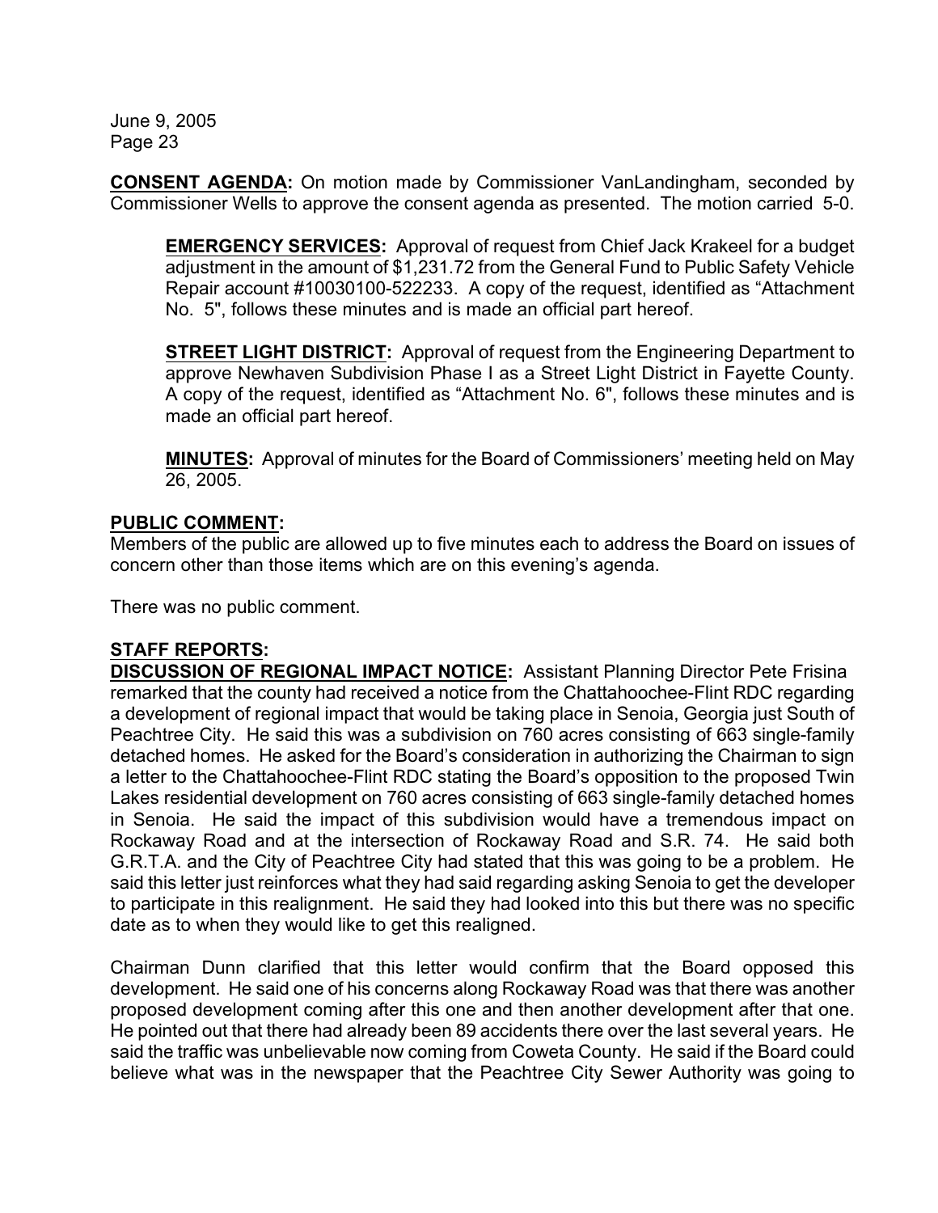**CONSENT AGENDA:** On motion made by Commissioner VanLandingham, seconded by Commissioner Wells to approve the consent agenda as presented. The motion carried 5-0.

> **EMERGENCY SERVICES:** Approval of request from Chief Jack Krakeel for a budget adjustment in the amount of $1,231.72 from the General Fund to Public Safety Vehicle Repair account #10030100-522233. A copy of the request, identified as "Attachment No. 5", follows these minutes and is made an official part hereof.
>
> **STREET LIGHT DISTRICT:** Approval of request from the Engineering Department to approve Newhaven Subdivision Phase I as a Street Light District in Fayette County. A copy of the request, identified as "Attachment No. 6", follows these minutes and is made an official part hereof.
>
> **MINUTES:** Approval of minutes for the Board of Commissioners' meeting held on May 26, 2005.

**PUBLIC COMMENT:**

Members of the public are allowed up to five minutes each to address the Board on issues of concern other than those items which are on this evening's agenda.

There was no public comment.

**STAFF REPORTS:**

**DISCUSSION OF REGIONAL IMPACT NOTICE:** Assistant Planning Director Pete Frisina remarked that the county had received a notice from the Chattahoochee-Flint RDC regarding a development of regional impact that would be taking place in Senoia, Georgia just South of Peachtree City. He said this was a subdivision on 760 acres consisting of 663 single-family detached homes. He asked for the Board's consideration in authorizing the Chairman to sign a letter to the Chattahoochee-Flint RDC stating the Board's opposition to the proposed Twin Lakes residential development on 760 acres consisting of 663 single-family detached homes in Senoia. He said the impact of this subdivision would have a tremendous impact on Rockaway Road and at the intersection of Rockaway Road and S.R. 74. He said both G.R.T.A. and the City of Peachtree City had stated that this was going to be a problem. He said this letter just reinforces what they had said regarding asking Senoia to get the developer to participate in this realignment. He said they had looked into this but there was no specific date as to when they would like to get this realigned.

Chairman Dunn clarified that this letter would confirm that the Board opposed this development. He said one of his concerns along Rockaway Road was that there was another proposed development coming after this one and then another development after that one. He pointed out that there had already been 89 accidents there over the last several years. He said the traffic was unbelievable now coming from Coweta County. He said if the Board could believe what was in the newspaper that the Peachtree City Sewer Authority was going to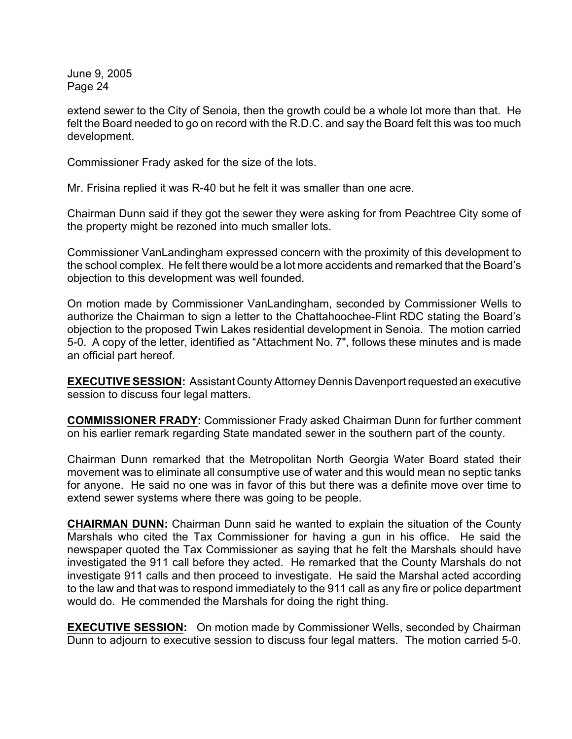extend sewer to the City of Senoia, then the growth could be a whole lot more than that. He felt the Board needed to go on record with the R.D.C. and say the Board felt this was too much development.

Commissioner Frady asked for the size of the lots.

Mr. Frisina replied it was R-40 but he felt it was smaller than one acre.

Chairman Dunn said if they got the sewer they were asking for from Peachtree City some of the property might be rezoned into much smaller lots.

Commissioner VanLandingham expressed concern with the proximity of this development to the school complex. He felt there would be a lot more accidents and remarked that the Board's objection to this development was well founded.

On motion made by Commissioner VanLandingham, seconded by Commissioner Wells to authorize the Chairman to sign a letter to the Chattahoochee-Flint RDC stating the Board's objection to the proposed Twin Lakes residential development in Senoia. The motion carried 5-0. A copy of the letter, identified as "Attachment No. 7", follows these minutes and is made an official part hereof.

**EXECUTIVE SESSION:** Assistant County Attorney Dennis Davenport requested an executive session to discuss four legal matters.

**COMMISSIONER FRADY:** Commissioner Frady asked Chairman Dunn for further comment on his earlier remark regarding State mandated sewer in the southern part of the county.

Chairman Dunn remarked that the Metropolitan North Georgia Water Board stated their movement was to eliminate all consumptive use of water and this would mean no septic tanks for anyone. He said no one was in favor of this but there was a definite move over time to extend sewer systems where there was going to be people.

**CHAIRMAN DUNN:** Chairman Dunn said he wanted to explain the situation of the County Marshals who cited the Tax Commissioner for having a gun in his office. He said the newspaper quoted the Tax Commissioner as saying that he felt the Marshals should have investigated the 911 call before they acted. He remarked that the County Marshals do not investigate 911 calls and then proceed to investigate. He said the Marshal acted according to the law and that was to respond immediately to the 911 call as any fire or police department would do. He commended the Marshals for doing the right thing.

**EXECUTIVE SESSION:** On motion made by Commissioner Wells, seconded by Chairman Dunn to adjourn to executive session to discuss four legal matters. The motion carried 5-0.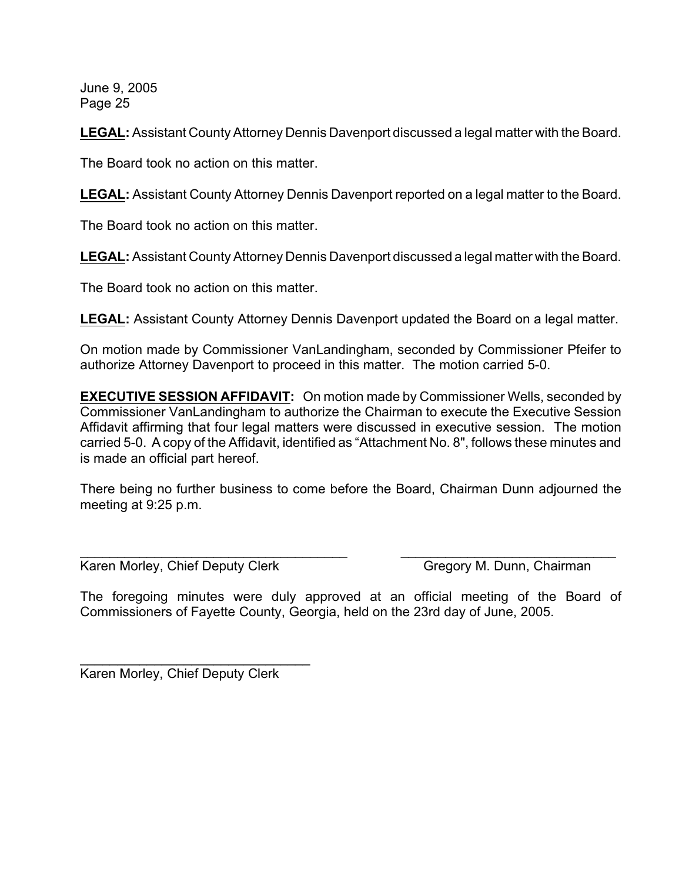**LEGAL:** Assistant County Attorney Dennis Davenport discussed a legal matter with the Board.

The Board took no action on this matter.

**LEGAL:** Assistant County Attorney Dennis Davenport reported on a legal matter to the Board.

The Board took no action on this matter.

**LEGAL:** Assistant County Attorney Dennis Davenport discussed a legal matter with the Board.

The Board took no action on this matter.

**LEGAL:** Assistant County Attorney Dennis Davenport updated the Board on a legal matter.

On motion made by Commissioner VanLandingham, seconded by Commissioner Pfeifer to authorize Attorney Davenport to proceed in this matter. The motion carried 5-0.

**EXECUTIVE SESSION AFFIDAVIT:** On motion made by Commissioner Wells, seconded by Commissioner VanLandingham to authorize the Chairman to execute the Executive Session Affidavit affirming that four legal matters were discussed in executive session. The motion carried 5-0. A copy of the Affidavit, identified as "Attachment No. 8", follows these minutes and is made an official part hereof.

There being no further business to come before the Board, Chairman Dunn adjourned the meeting at 9:25 p.m.

_____________________________________ Karen Morley, Chief Deputy Clerk

_____________________________________ Gregory M. Dunn, Chairman

The foregoing minutes were duly approved at an official meeting of the Board of Commissioners of Fayette County, Georgia, held on the 23rd day of June, 2005.

_____________________________________ Karen Morley, Chief Deputy Clerk